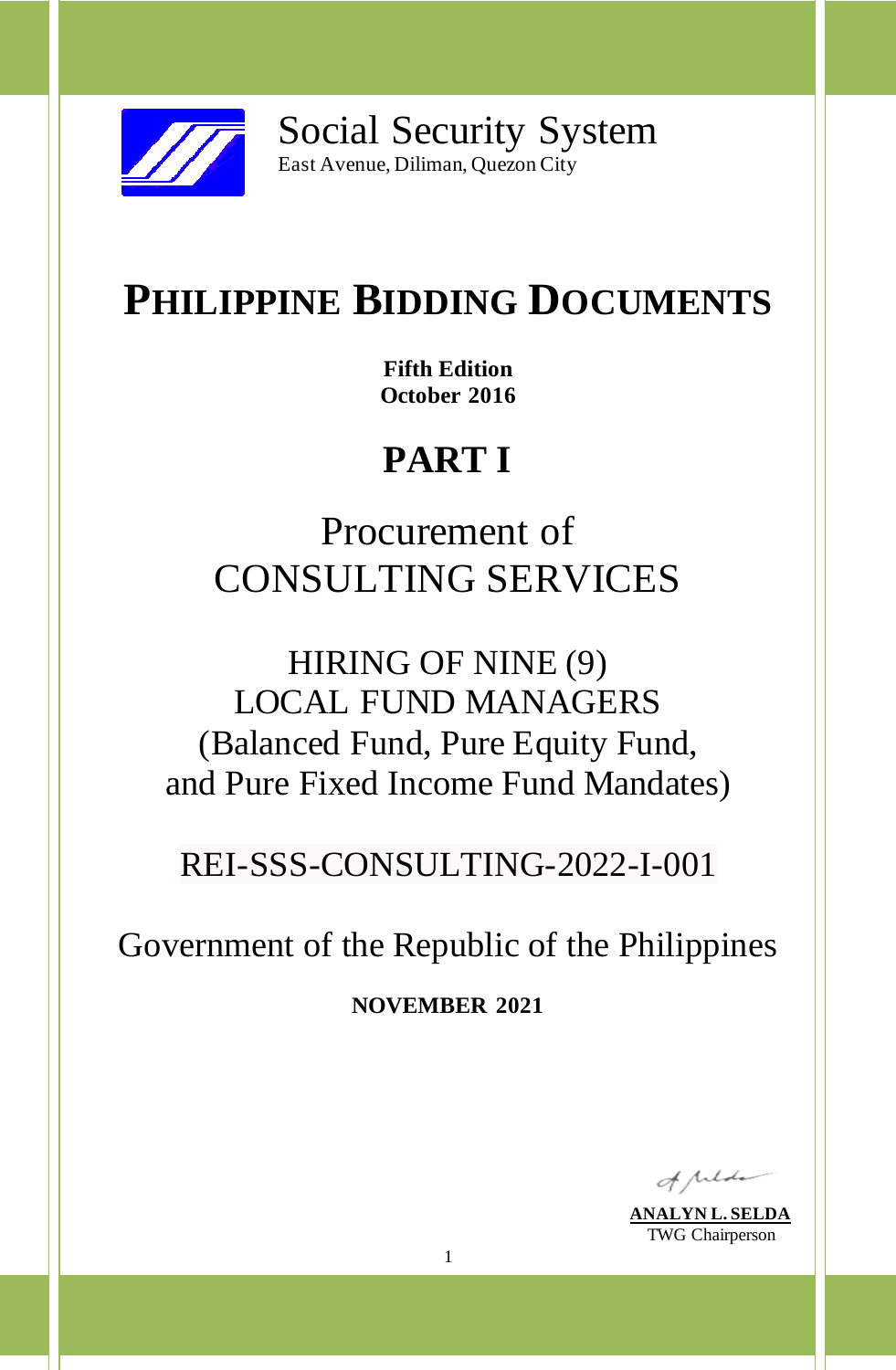Social Security System
East Avenue, Diliman, Quezon City

# PHILIPPINE BIDDING DOCUMENTS

**Fifth Edition**
**October 2016**

# PART I

## Procurement of CONSULTING SERVICES

## HIRING OF NINE (9) LOCAL FUND MANAGERS (Balanced Fund, Pure Equity Fund, and Pure Fixed Income Fund Mandates)

## REI-SSS-CONSULTING-2022-I-001

## Government of the Republic of the Philippines

**NOVEMBER 2021**

**ANALYN L. SELDA**
TWG Chairperson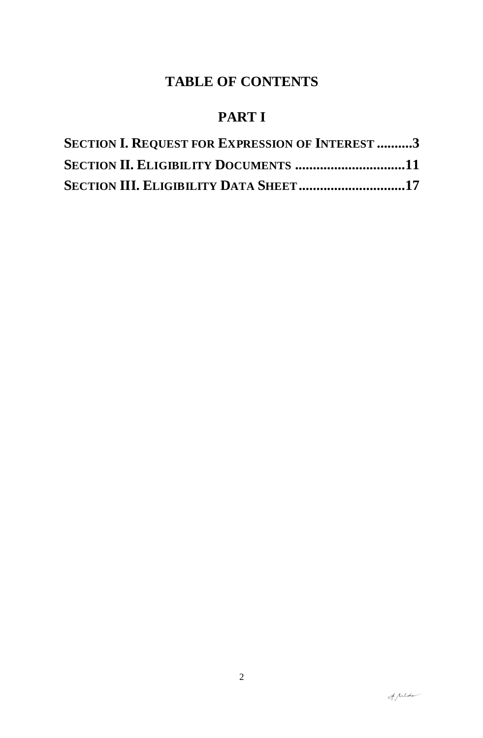# TABLE OF CONTENTS

## PART I

**SECTION I. REQUEST FOR EXPRESSION OF INTEREST ..........3**

**SECTION II. ELIGIBILITY DOCUMENTS ...............................11**

**SECTION III. ELIGIBILITY DATA SHEET..............................17**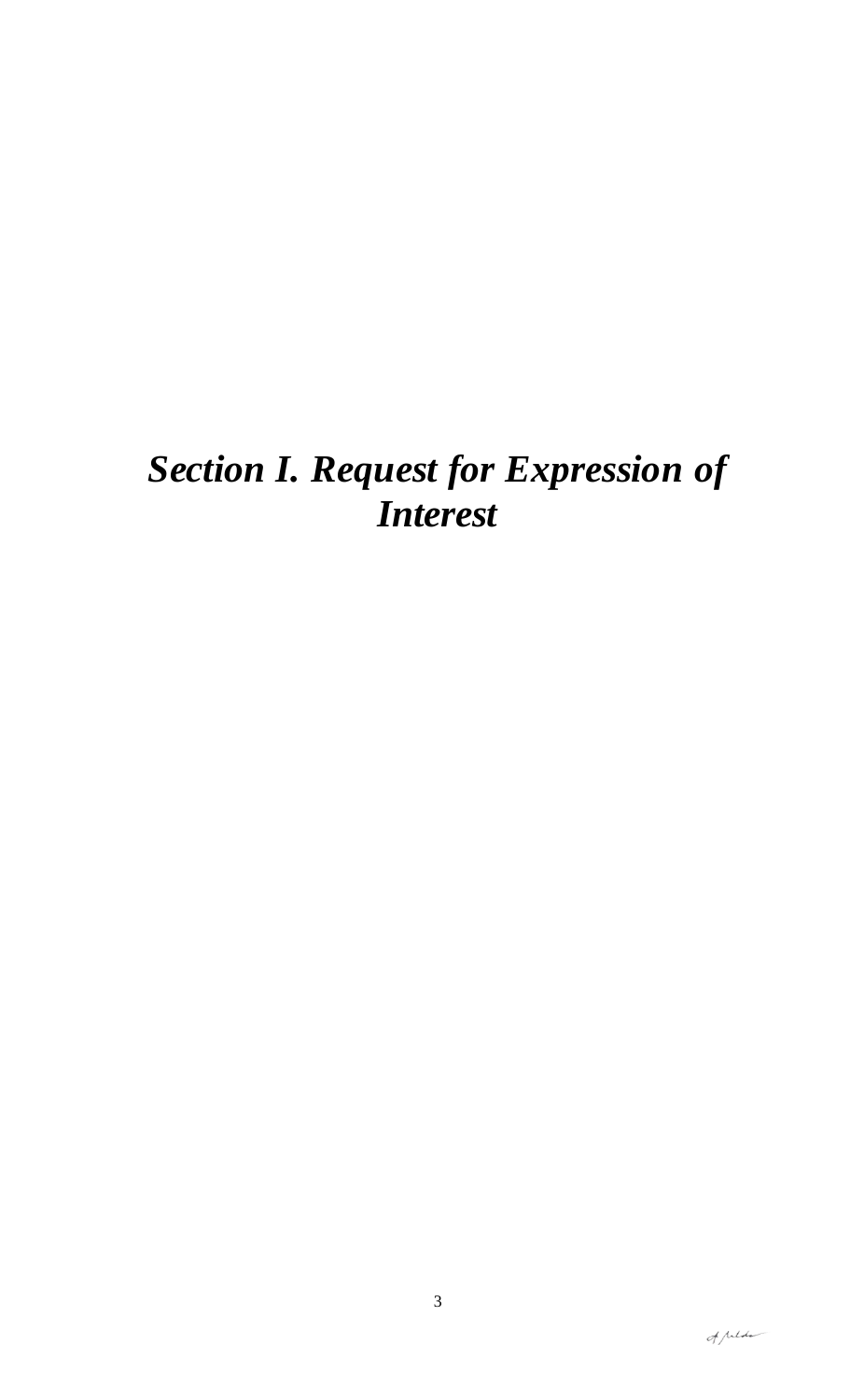# *Section I. Request for Expression of Interest*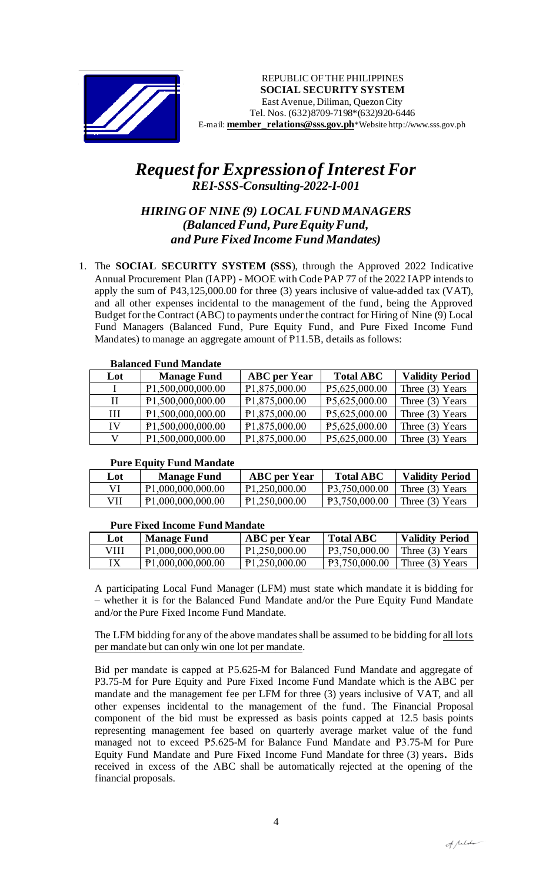REPUBLIC OF THE PHILIPPINES
**SOCIAL SECURITY SYSTEM**
East Avenue, Diliman, Quezon City
Tel. Nos. (632)8709-7198*(632)920-6446
E-mail: **member_relations@sss.gov.ph***Website http://www.sss.gov.ph

# *Request for Expression of Interest For*
## *REI-SSS-Consulting-2022-I-001*

### *HIRING OF NINE (9) LOCAL FUND MANAGERS (Balanced Fund, Pure Equity Fund, and Pure Fixed Income Fund Mandates)*

1. The **SOCIAL SECURITY SYSTEM (SSS**), through the Approved 2022 Indicative Annual Procurement Plan (IAPP) - MOOE with Code PAP 77 of the 2022 IAPP intends to apply the sum of ₱43,125,000.00 for three (3) years inclusive of value-added tax (VAT), and all other expenses incidental to the management of the fund, being the Approved Budget for the Contract (ABC) to payments under the contract for Hiring of Nine (9) Local Fund Managers (Balanced Fund, Pure Equity Fund, and Pure Fixed Income Fund Mandates) to manage an aggregate amount of ₱11.5B, details as follows:

**Balanced Fund Mandate**

| Lot | Manage Fund | ABC per Year | Total ABC | Validity Period |
|---|---|---|---|---|
| I | ₱1,500,000,000.00 | ₱1,875,000.00 | ₱5,625,000.00 | Three (3) Years |
| II | ₱1,500,000,000.00 | ₱1,875,000.00 | ₱5,625,000.00 | Three (3) Years |
| III | ₱1,500,000,000.00 | ₱1,875,000.00 | ₱5,625,000.00 | Three (3) Years |
| IV | ₱1,500,000,000.00 | ₱1,875,000.00 | ₱5,625,000.00 | Three (3) Years |
| V | ₱1,500,000,000.00 | ₱1,875,000.00 | ₱5,625,000.00 | Three (3) Years |

**Pure Equity Fund Mandate**

| Lot | Manage Fund | ABC per Year | Total ABC | Validity Period |
|---|---|---|---|---|
| VI | ₱1,000,000,000.00 | ₱1,250,000.00 | ₱3,750,000.00 | Three (3) Years |
| VII | ₱1,000,000,000.00 | ₱1,250,000.00 | ₱3,750,000.00 | Three (3) Years |

**Pure Fixed Income Fund Mandate**

| Lot | Manage Fund | ABC per Year | Total ABC | Validity Period |
|---|---|---|---|---|
| VIII | ₱1,000,000,000.00 | ₱1,250,000.00 | ₱3,750,000.00 | Three (3) Years |
| IX | ₱1,000,000,000.00 | ₱1,250,000.00 | ₱3,750,000.00 | Three (3) Years |

A participating Local Fund Manager (LFM) must state which mandate it is bidding for – whether it is for the Balanced Fund Mandate and/or the Pure Equity Fund Mandate and/or the Pure Fixed Income Fund Mandate.

The LFM bidding for any of the above mandates shall be assumed to be bidding for <u>all lots per mandate but can only win one lot per mandate</u>.

Bid per mandate is capped at ₱5.625-M for Balanced Fund Mandate and aggregate of P3.75-M for Pure Equity and Pure Fixed Income Fund Mandate which is the ABC per mandate and the management fee per LFM for three (3) years inclusive of VAT, and all other expenses incidental to the management of the fund. The Financial Proposal component of the bid must be expressed as basis points capped at 12.5 basis points representing management fee based on quarterly average market value of the fund managed not to exceed ₱5.625-M for Balance Fund Mandate and ₱3.75-M for Pure Equity Fund Mandate and Pure Fixed Income Fund Mandate for three (3) years**.** Bids received in excess of the ABC shall be automatically rejected at the opening of the financial proposals.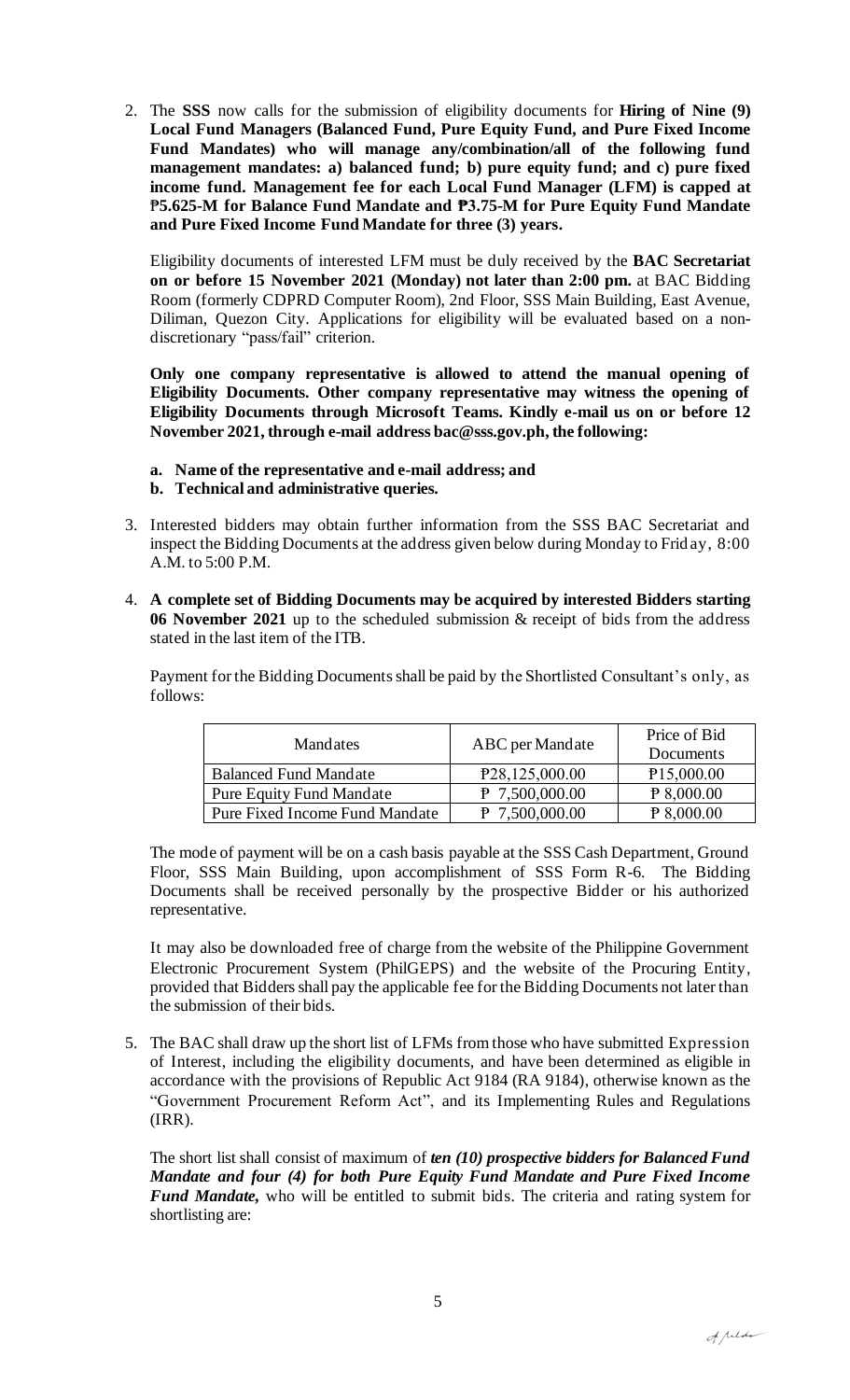2. The **SSS** now calls for the submission of eligibility documents for **Hiring of Nine (9) Local Fund Managers (Balanced Fund, Pure Equity Fund, and Pure Fixed Income Fund Mandates) who will manage any/combination/all of the following fund management mandates: a) balanced fund; b) pure equity fund; and c) pure fixed income fund. Management fee for each Local Fund Manager (LFM) is capped at ₱5.625-M for Balance Fund Mandate and ₱3.75-M for Pure Equity Fund Mandate and Pure Fixed Income Fund Mandate for three (3) years.**

   Eligibility documents of interested LFM must be duly received by the **BAC Secretariat on or before 15 November 2021 (Monday) not later than 2:00 pm.** at BAC Bidding Room (formerly CDPRD Computer Room), 2nd Floor, SSS Main Building, East Avenue, Diliman, Quezon City. Applications for eligibility will be evaluated based on a non-discretionary "pass/fail" criterion.

   **Only one company representative is allowed to attend the manual opening of Eligibility Documents. Other company representative may witness the opening of Eligibility Documents through Microsoft Teams. Kindly e-mail us on or before 12 November 2021, through e-mail address bac@sss.gov.ph, the following:**

   **a. Name of the representative and e-mail address; and**
   **b. Technical and administrative queries.**

3. Interested bidders may obtain further information from the SSS BAC Secretariat and inspect the Bidding Documents at the address given below during Monday to Friday, 8:00 A.M. to 5:00 P.M.

4. **A complete set of Bidding Documents may be acquired by interested Bidders starting 06 November 2021** up to the scheduled submission & receipt of bids from the address stated in the last item of the ITB.

   Payment for the Bidding Documents shall be paid by the Shortlisted Consultant's only, as follows:

| Mandates | ABC per Mandate | Price of Bid Documents |
|---|---|---|
| Balanced Fund Mandate | P28,125,000.00 | P15,000.00 |
| Pure Equity Fund Mandate | P 7,500,000.00 | P 8,000.00 |
| Pure Fixed Income Fund Mandate | P 7,500,000.00 | P 8,000.00 |

   The mode of payment will be on a cash basis payable at the SSS Cash Department, Ground Floor, SSS Main Building, upon accomplishment of SSS Form R-6. The Bidding Documents shall be received personally by the prospective Bidder or his authorized representative.

   It may also be downloaded free of charge from the website of the Philippine Government Electronic Procurement System (PhilGEPS) and the website of the Procuring Entity, provided that Bidders shall pay the applicable fee for the Bidding Documents not later than the submission of their bids.

5. The BAC shall draw up the short list of LFMs from those who have submitted Expression of Interest, including the eligibility documents, and have been determined as eligible in accordance with the provisions of Republic Act 9184 (RA 9184), otherwise known as the "Government Procurement Reform Act", and its Implementing Rules and Regulations (IRR).

   The short list shall consist of maximum of ***ten (10) prospective bidders for Balanced Fund Mandate and four (4) for both Pure Equity Fund Mandate and Pure Fixed Income Fund Mandate,*** who will be entitled to submit bids. The criteria and rating system for shortlisting are: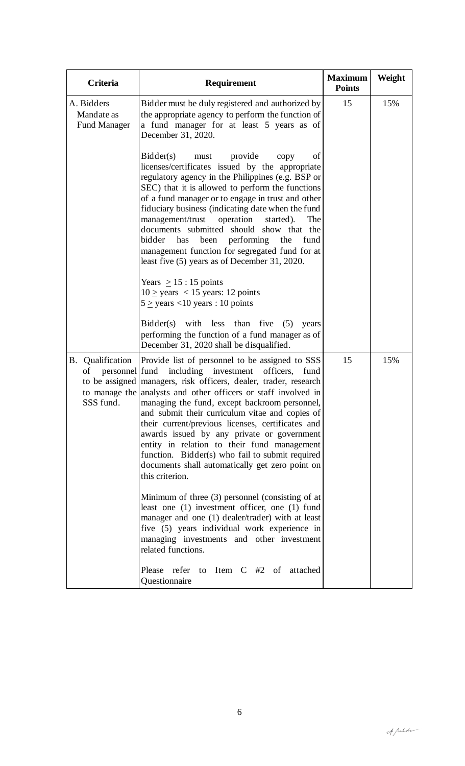| Criteria | Requirement | Maximum Points | Weight |
|---|---|---|---|
| A. Bidders Mandate as Fund Manager | Bidder must be duly registered and authorized by the appropriate agency to perform the function of a fund manager for at least 5 years as of December 31, 2020.<br><br>Bidder(s) must provide copy of licenses/certificates issued by the appropriate regulatory agency in the Philippines (e.g. BSP or SEC) that it is allowed to perform the functions of a fund manager or to engage in trust and other fiduciary business (indicating date when the fund management/trust operation started). The documents submitted should show that the bidder has been performing the fund management function for segregated fund for at least five (5) years as of December 31, 2020.<br><br>Years $\geq$ 15 : 15 points<br>10 $\geq$ years < 15 years: 12 points<br>5 $\geq$ years <10 years : 10 points<br><br>Bidder(s) with less than five (5) years performing the function of a fund manager as of December 31, 2020 shall be disqualified. | 15 | 15% |
| B. Qualification of personnel to be assigned to manage the SSS fund. | Provide list of personnel to be assigned to SSS fund including investment officers, fund managers, risk officers, dealer, trader, research analysts and other officers or staff involved in managing the fund, except backroom personnel, and submit their curriculum vitae and copies of their current/previous licenses, certificates and awards issued by any private or government entity in relation to their fund management function. Bidder(s) who fail to submit required documents shall automatically get zero point on this criterion.<br><br>Minimum of three (3) personnel (consisting of at least one (1) investment officer, one (1) fund manager and one (1) dealer/trader) with at least five (5) years individual work experience in managing investments and other investment related functions.<br><br>Please refer to Item C #2 of attached Questionnaire | 15 | 15% |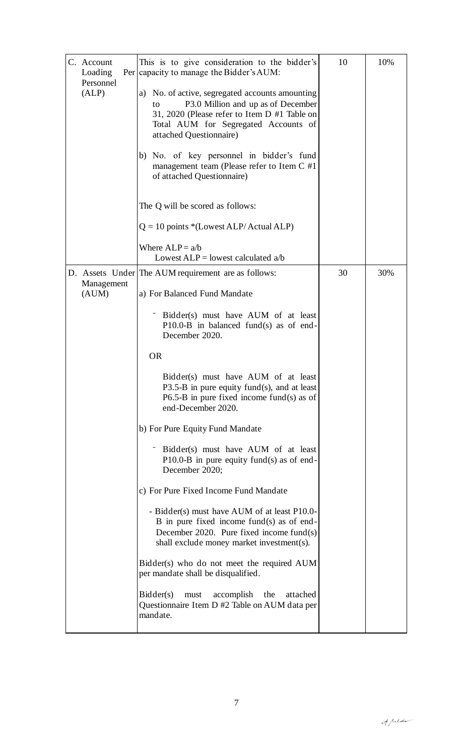| C. Account Loading Per Personnel (ALP) | This is to give consideration to the bidder's capacity to manage the Bidder's AUM:<br><br>a) No. of active, segregated accounts amounting to P3.0 Million and up as of December 31, 2020 (Please refer to Item D #1 Table on Total AUM for Segregated Accounts of attached Questionnaire)<br><br>b) No. of key personnel in bidder's fund management team (Please refer to Item C #1 of attached Questionnaire)<br><br>The Q will be scored as follows:<br><br>Q = 10 points *(Lowest ALP/ Actual ALP)<br><br>Where ALP = a/b<br>Lowest ALP = lowest calculated a/b | 10 | 10% |
|---|---|---|---|
| D. Assets Under Management (AUM) | The AUM requirement are as follows:<br><br>a) For Balanced Fund Mandate<br><br>- Bidder(s) must have AUM of at least P10.0-B in balanced fund(s) as of end-December 2020.<br><br>OR<br><br>Bidder(s) must have AUM of at least P3.5-B in pure equity fund(s), and at least P6.5-B in pure fixed income fund(s) as of end-December 2020.<br><br>b) For Pure Equity Fund Mandate<br><br>- Bidder(s) must have AUM of at least P10.0-B in pure equity fund(s) as of end-December 2020;<br><br>c) For Pure Fixed Income Fund Mandate<br><br>- Bidder(s) must have AUM of at least P10.0-B in pure fixed income fund(s) as of end-December 2020. Pure fixed income fund(s) shall exclude money market investment(s).<br><br>Bidder(s) who do not meet the required AUM per mandate shall be disqualified.<br><br>Bidder(s) must accomplish the attached Questionnaire Item D #2 Table on AUM data per mandate. | 30 | 30% |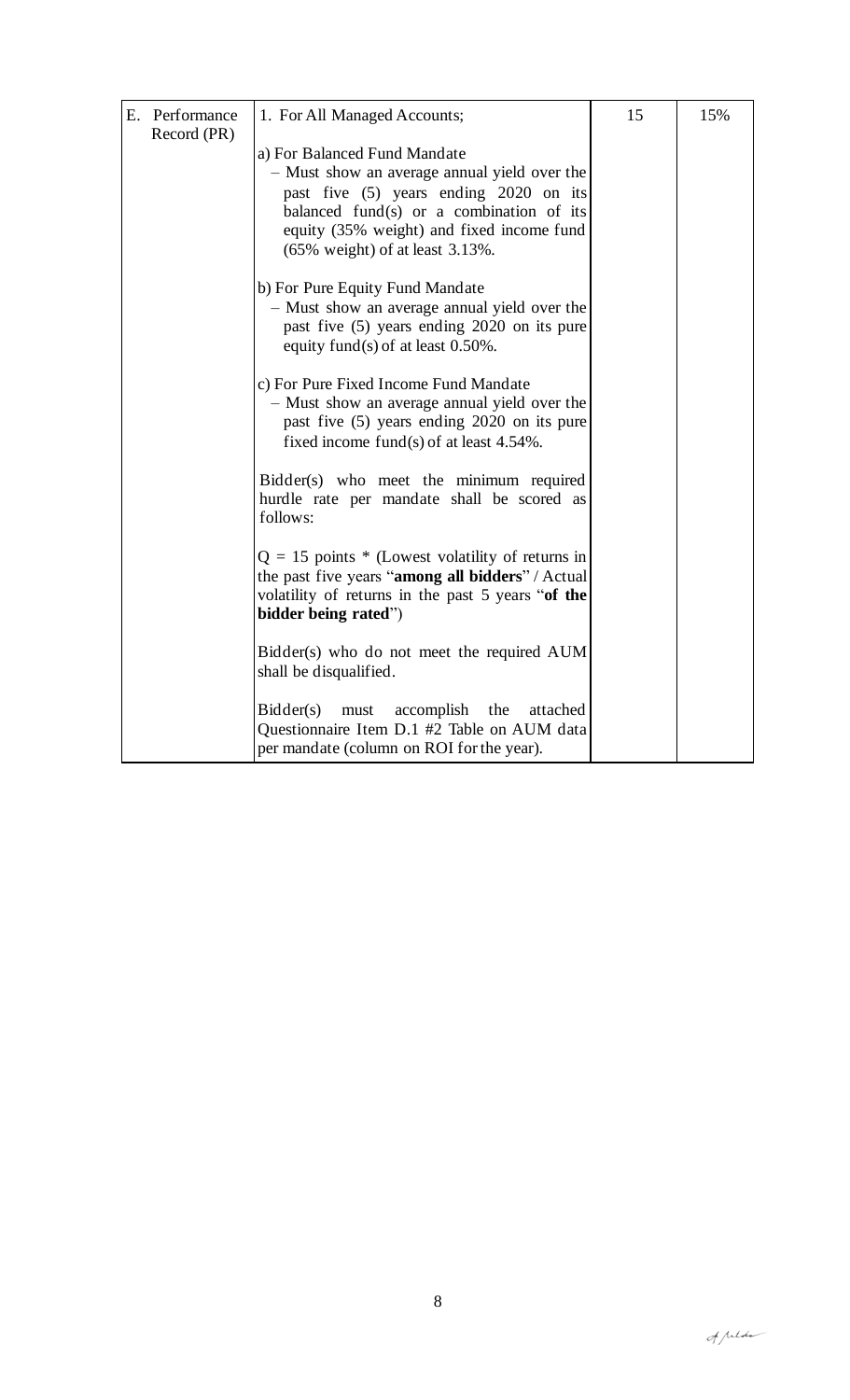| E. Performance Record (PR) | 1. For All Managed Accounts;<br><br>a) For Balanced Fund Mandate<br>– Must show an average annual yield over the past five (5) years ending 2020 on its balanced fund(s) or a combination of its equity (35% weight) and fixed income fund (65% weight) of at least 3.13%.<br><br>b) For Pure Equity Fund Mandate<br>– Must show an average annual yield over the past five (5) years ending 2020 on its pure equity fund(s) of at least 0.50%.<br><br>c) For Pure Fixed Income Fund Mandate<br>– Must show an average annual yield over the past five (5) years ending 2020 on its pure fixed income fund(s) of at least 4.54%.<br><br>Bidder(s) who meet the minimum required hurdle rate per mandate shall be scored as follows:<br><br>Q = 15 points * (Lowest volatility of returns in the past five years "**among all bidders**" / Actual volatility of returns in the past 5 years "**of the bidder being rated**")<br><br>Bidder(s) who do not meet the required AUM shall be disqualified.<br><br>Bidder(s) must accomplish the attached Questionnaire Item D.1 #2 Table on AUM data per mandate (column on ROI for the year). | 15 | 15% |
|---|---|---|---|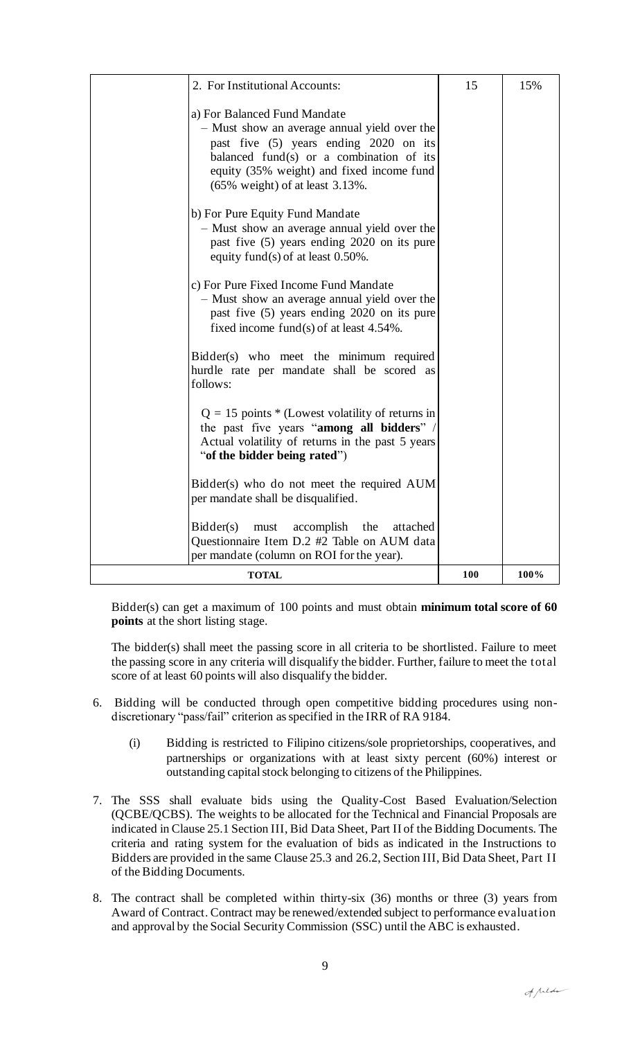| | | | |
|---|---|---|---|
| | 2. For Institutional Accounts:<br><br>a) For Balanced Fund Mandate<br>– Must show an average annual yield over the past five (5) years ending 2020 on its balanced fund(s) or a combination of its equity (35% weight) and fixed income fund (65% weight) of at least 3.13%.<br><br>b) For Pure Equity Fund Mandate<br>– Must show an average annual yield over the past five (5) years ending 2020 on its pure equity fund(s) of at least 0.50%.<br><br>c) For Pure Fixed Income Fund Mandate<br>– Must show an average annual yield over the past five (5) years ending 2020 on its pure fixed income fund(s) of at least 4.54%.<br><br>Bidder(s) who meet the minimum required hurdle rate per mandate shall be scored as follows:<br><br>Q = 15 points * (Lowest volatility of returns in the past five years "**among all bidders**" / Actual volatility of returns in the past 5 years "**of the bidder being rated**")<br><br>Bidder(s) who do not meet the required AUM per mandate shall be disqualified.<br><br>Bidder(s) must accomplish the attached Questionnaire Item D.2 #2 Table on AUM data per mandate (column on ROI for the year). | 15 | 15% |
| **TOTAL** | | **100** | **100%** |

Bidder(s) can get a maximum of 100 points and must obtain **minimum total score of 60 points** at the short listing stage.

The bidder(s) shall meet the passing score in all criteria to be shortlisted. Failure to meet the passing score in any criteria will disqualify the bidder. Further, failure to meet the total score of at least 60 points will also disqualify the bidder.

6. Bidding will be conducted through open competitive bidding procedures using non-discretionary "pass/fail" criterion as specified in the IRR of RA 9184.

   (i) Bidding is restricted to Filipino citizens/sole proprietorships, cooperatives, and partnerships or organizations with at least sixty percent (60%) interest or outstanding capital stock belonging to citizens of the Philippines.

7. The SSS shall evaluate bids using the Quality-Cost Based Evaluation/Selection (QCBE/QCBS). The weights to be allocated for the Technical and Financial Proposals are indicated in Clause 25.1 Section III, Bid Data Sheet, Part II of the Bidding Documents. The criteria and rating system for the evaluation of bids as indicated in the Instructions to Bidders are provided in the same Clause 25.3 and 26.2, Section III, Bid Data Sheet, Part II of the Bidding Documents.

8. The contract shall be completed within thirty-six (36) months or three (3) years from Award of Contract. Contract may be renewed/extended subject to performance evaluation and approval by the Social Security Commission (SSC) until the ABC is exhausted.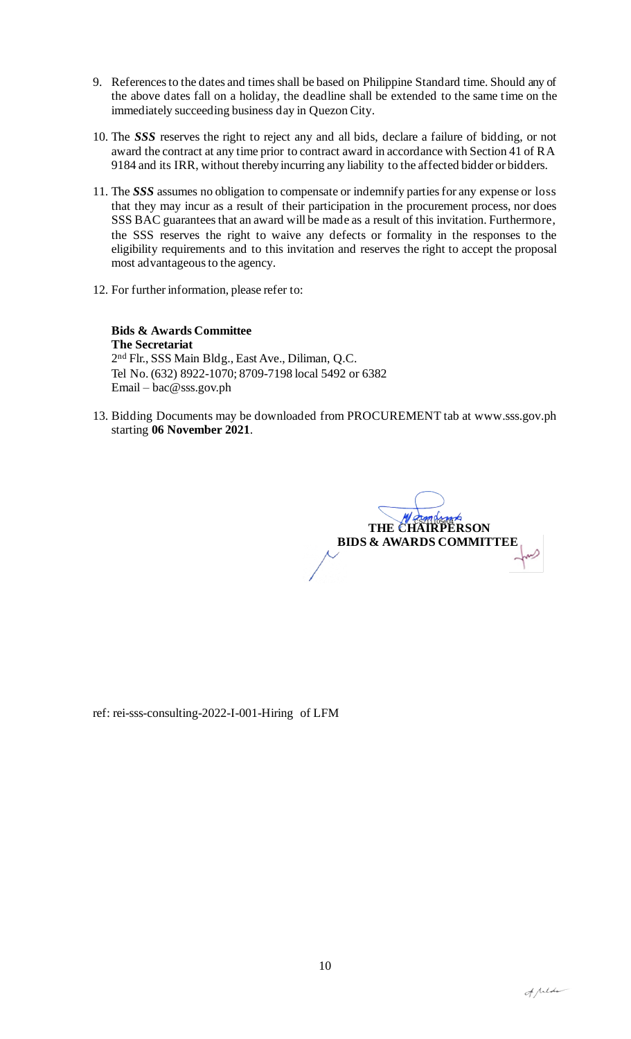9. References to the dates and times shall be based on Philippine Standard time. Should any of the above dates fall on a holiday, the deadline shall be extended to the same time on the immediately succeeding business day in Quezon City.

10. The ***SSS*** reserves the right to reject any and all bids, declare a failure of bidding, or not award the contract at any time prior to contract award in accordance with Section 41 of RA 9184 and its IRR, without thereby incurring any liability to the affected bidder or bidders.

11. The ***SSS*** assumes no obligation to compensate or indemnify parties for any expense or loss that they may incur as a result of their participation in the procurement process, nor does SSS BAC guarantees that an award will be made as a result of this invitation. Furthermore, the SSS reserves the right to waive any defects or formality in the responses to the eligibility requirements and to this invitation and reserves the right to accept the proposal most advantageous to the agency.

12. For further information, please refer to:

**Bids & Awards Committee**
**The Secretariat**
2nd Flr., SSS Main Bldg., East Ave., Diliman, Q.C.
Tel No. (632) 8922-1070; 8709-7198 local 5492 or 6382
Email – bac@sss.gov.ph

13. Bidding Documents may be downloaded from PROCUREMENT tab at www.sss.gov.ph starting **06 November 2021**.

**THE CHAIRPERSON**
**BIDS & AWARDS COMMITTEE**

ref: rei-sss-consulting-2022-I-001-Hiring of LFM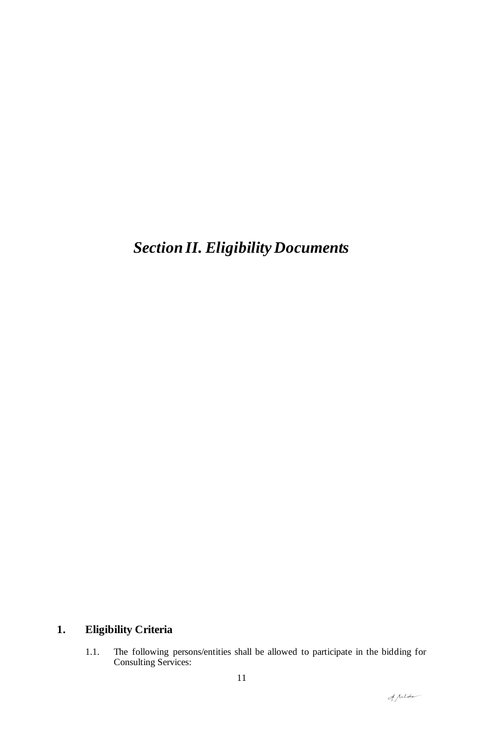# *Section II. Eligibility Documents*

## 1. Eligibility Criteria

1.1. The following persons/entities shall be allowed to participate in the bidding for Consulting Services: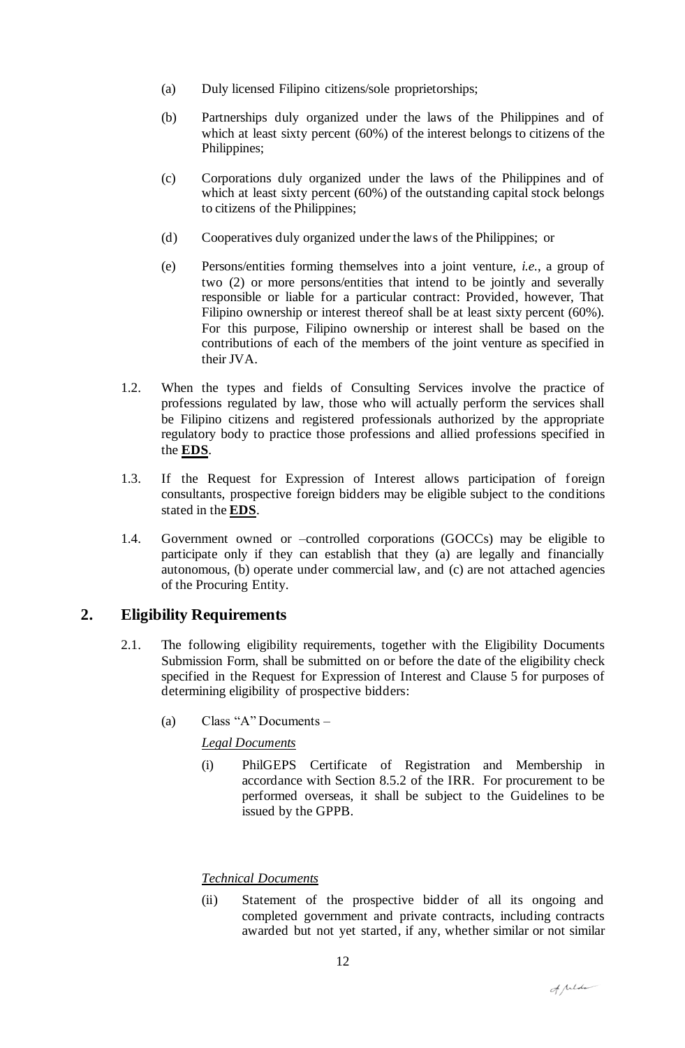(a) Duly licensed Filipino citizens/sole proprietorships;

(b) Partnerships duly organized under the laws of the Philippines and of which at least sixty percent (60%) of the interest belongs to citizens of the Philippines;

(c) Corporations duly organized under the laws of the Philippines and of which at least sixty percent (60%) of the outstanding capital stock belongs to citizens of the Philippines;

(d) Cooperatives duly organized under the laws of the Philippines; or

(e) Persons/entities forming themselves into a joint venture, *i.e.*, a group of two (2) or more persons/entities that intend to be jointly and severally responsible or liable for a particular contract: Provided, however, That Filipino ownership or interest thereof shall be at least sixty percent (60%). For this purpose, Filipino ownership or interest shall be based on the contributions of each of the members of the joint venture as specified in their JVA.

1.2. When the types and fields of Consulting Services involve the practice of professions regulated by law, those who will actually perform the services shall be Filipino citizens and registered professionals authorized by the appropriate regulatory body to practice those professions and allied professions specified in the **EDS**.

1.3. If the Request for Expression of Interest allows participation of foreign consultants, prospective foreign bidders may be eligible subject to the conditions stated in the **EDS**.

1.4. Government owned or –controlled corporations (GOCCs) may be eligible to participate only if they can establish that they (a) are legally and financially autonomous, (b) operate under commercial law, and (c) are not attached agencies of the Procuring Entity.

## 2. Eligibility Requirements

2.1. The following eligibility requirements, together with the Eligibility Documents Submission Form, shall be submitted on or before the date of the eligibility check specified in the Request for Expression of Interest and Clause 5 for purposes of determining eligibility of prospective bidders:

(a) Class "A" Documents –

*Legal Documents*

(i) PhilGEPS Certificate of Registration and Membership in accordance with Section 8.5.2 of the IRR. For procurement to be performed overseas, it shall be subject to the Guidelines to be issued by the GPPB.

*Technical Documents*

(ii) Statement of the prospective bidder of all its ongoing and completed government and private contracts, including contracts awarded but not yet started, if any, whether similar or not similar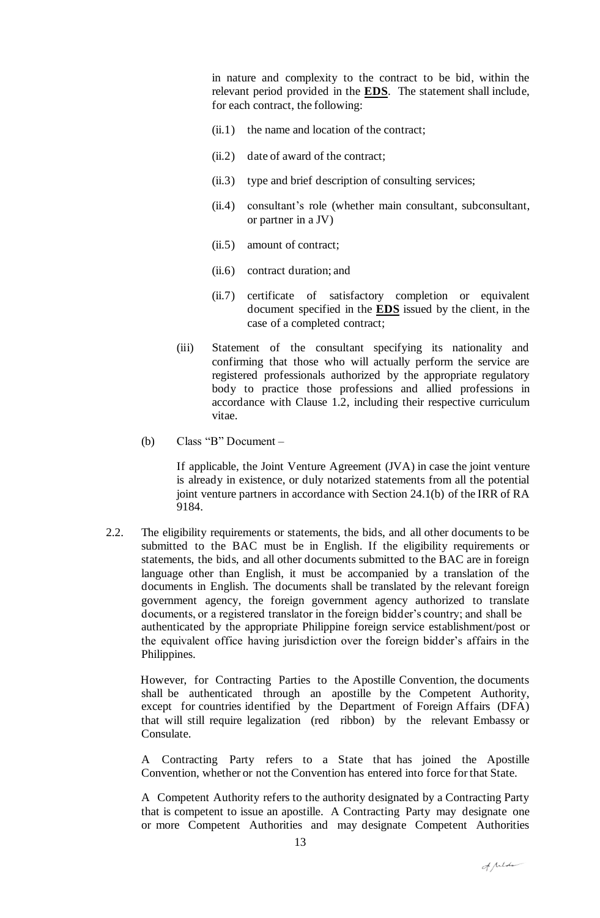in nature and complexity to the contract to be bid, within the relevant period provided in the **EDS**. The statement shall include, for each contract, the following:

(ii.1) the name and location of the contract;

(ii.2) date of award of the contract;

(ii.3) type and brief description of consulting services;

(ii.4) consultant's role (whether main consultant, subconsultant, or partner in a JV)

(ii.5) amount of contract;

(ii.6) contract duration; and

(ii.7) certificate of satisfactory completion or equivalent document specified in the **EDS** issued by the client, in the case of a completed contract;

(iii) Statement of the consultant specifying its nationality and confirming that those who will actually perform the service are registered professionals authorized by the appropriate regulatory body to practice those professions and allied professions in accordance with Clause 1.2, including their respective curriculum vitae.

(b) Class "B" Document –

If applicable, the Joint Venture Agreement (JVA) in case the joint venture is already in existence, or duly notarized statements from all the potential joint venture partners in accordance with Section 24.1(b) of the IRR of RA 9184.

2.2. The eligibility requirements or statements, the bids, and all other documents to be submitted to the BAC must be in English. If the eligibility requirements or statements, the bids, and all other documents submitted to the BAC are in foreign language other than English, it must be accompanied by a translation of the documents in English. The documents shall be translated by the relevant foreign government agency, the foreign government agency authorized to translate documents, or a registered translator in the foreign bidder's country; and shall be authenticated by the appropriate Philippine foreign service establishment/post or the equivalent office having jurisdiction over the foreign bidder's affairs in the Philippines.

However, for Contracting Parties to the Apostille Convention, the documents shall be authenticated through an apostille by the Competent Authority, except for countries identified by the Department of Foreign Affairs (DFA) that will still require legalization (red ribbon) by the relevant Embassy or Consulate.

A Contracting Party refers to a State that has joined the Apostille Convention, whether or not the Convention has entered into force for that State.

A Competent Authority refers to the authority designated by a Contracting Party that is competent to issue an apostille. A Contracting Party may designate one or more Competent Authorities and may designate Competent Authorities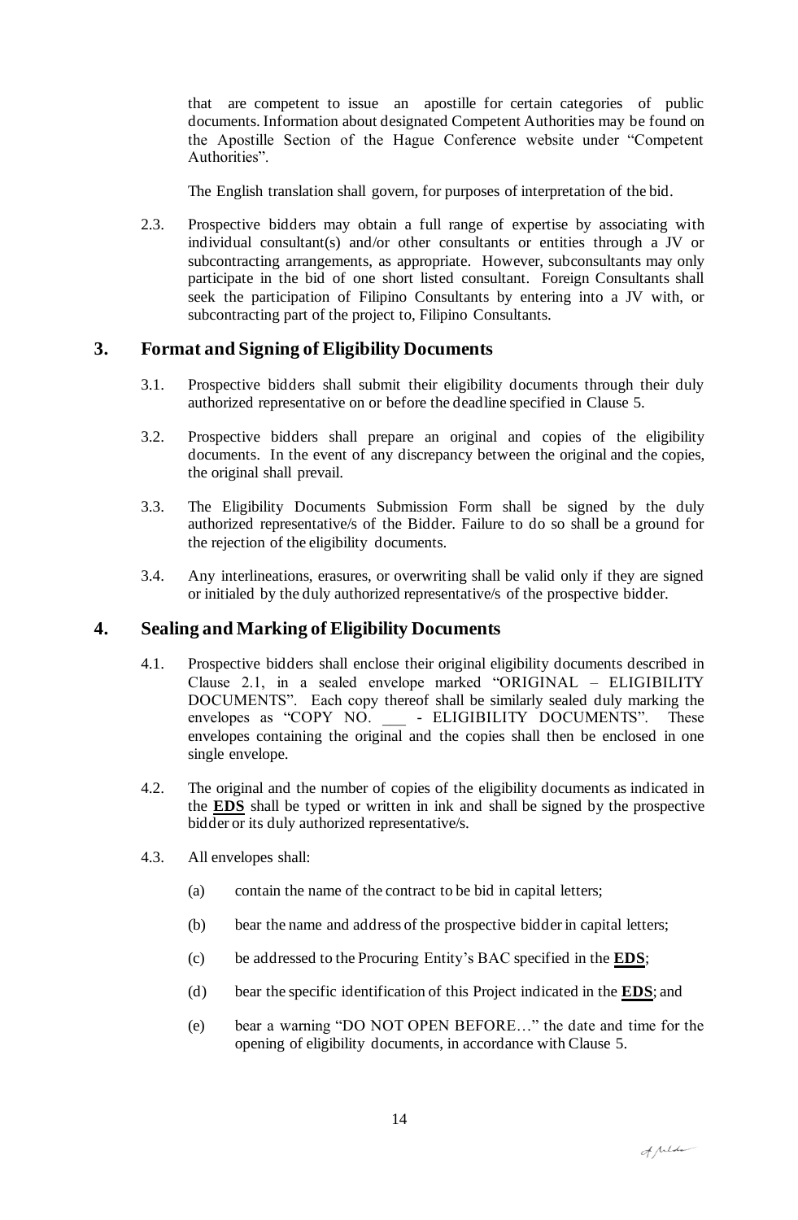that are competent to issue an apostille for certain categories of public documents. Information about designated Competent Authorities may be found on the Apostille Section of the Hague Conference website under "Competent Authorities".

The English translation shall govern, for purposes of interpretation of the bid.

2.3. Prospective bidders may obtain a full range of expertise by associating with individual consultant(s) and/or other consultants or entities through a JV or subcontracting arrangements, as appropriate. However, subconsultants may only participate in the bid of one short listed consultant. Foreign Consultants shall seek the participation of Filipino Consultants by entering into a JV with, or subcontracting part of the project to, Filipino Consultants.

## 3. Format and Signing of Eligibility Documents

3.1. Prospective bidders shall submit their eligibility documents through their duly authorized representative on or before the deadline specified in Clause 5.

3.2. Prospective bidders shall prepare an original and copies of the eligibility documents. In the event of any discrepancy between the original and the copies, the original shall prevail.

3.3. The Eligibility Documents Submission Form shall be signed by the duly authorized representative/s of the Bidder. Failure to do so shall be a ground for the rejection of the eligibility documents.

3.4. Any interlineations, erasures, or overwriting shall be valid only if they are signed or initialed by the duly authorized representative/s of the prospective bidder.

## 4. Sealing and Marking of Eligibility Documents

4.1. Prospective bidders shall enclose their original eligibility documents described in Clause 2.1, in a sealed envelope marked "ORIGINAL – ELIGIBILITY DOCUMENTS". Each copy thereof shall be similarly sealed duly marking the envelopes as "COPY NO. ___ - ELIGIBILITY DOCUMENTS". These envelopes containing the original and the copies shall then be enclosed in one single envelope.

4.2. The original and the number of copies of the eligibility documents as indicated in the **EDS** shall be typed or written in ink and shall be signed by the prospective bidder or its duly authorized representative/s.

4.3. All envelopes shall:

(a) contain the name of the contract to be bid in capital letters;

(b) bear the name and address of the prospective bidder in capital letters;

(c) be addressed to the Procuring Entity's BAC specified in the **EDS**;

(d) bear the specific identification of this Project indicated in the **EDS**; and

(e) bear a warning "DO NOT OPEN BEFORE…" the date and time for the opening of eligibility documents, in accordance with Clause 5.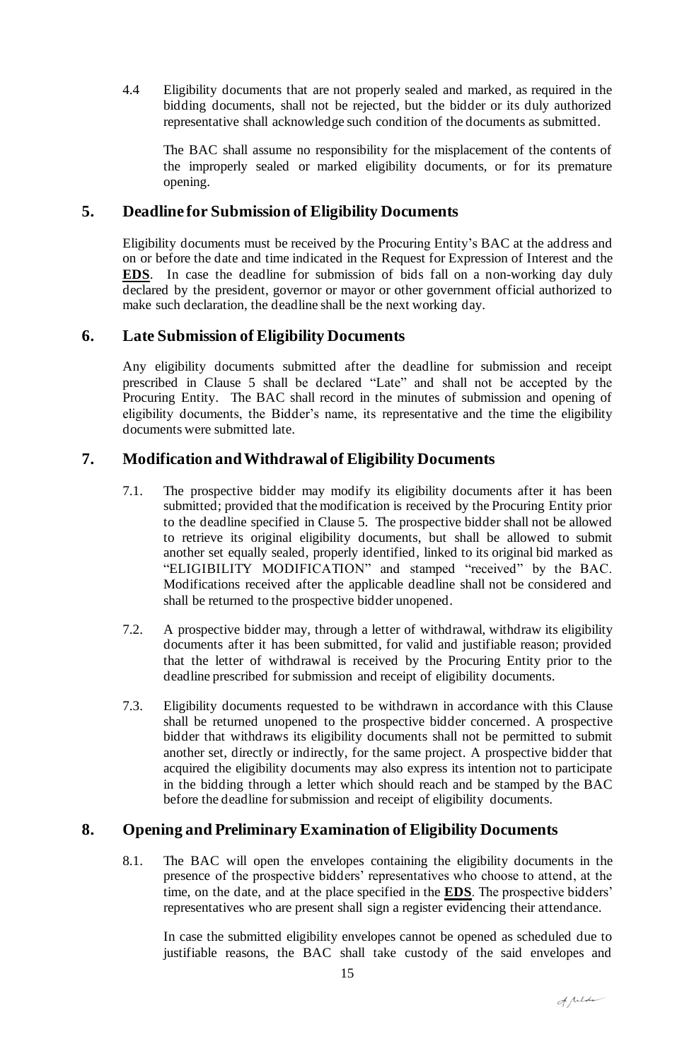4.4 Eligibility documents that are not properly sealed and marked, as required in the bidding documents, shall not be rejected, but the bidder or its duly authorized representative shall acknowledge such condition of the documents as submitted.

The BAC shall assume no responsibility for the misplacement of the contents of the improperly sealed or marked eligibility documents, or for its premature opening.

## 5. Deadline for Submission of Eligibility Documents

Eligibility documents must be received by the Procuring Entity's BAC at the address and on or before the date and time indicated in the Request for Expression of Interest and the **EDS**. In case the deadline for submission of bids fall on a non-working day duly declared by the president, governor or mayor or other government official authorized to make such declaration, the deadline shall be the next working day.

## 6. Late Submission of Eligibility Documents

Any eligibility documents submitted after the deadline for submission and receipt prescribed in Clause 5 shall be declared "Late" and shall not be accepted by the Procuring Entity. The BAC shall record in the minutes of submission and opening of eligibility documents, the Bidder's name, its representative and the time the eligibility documents were submitted late.

## 7. Modification and Withdrawal of Eligibility Documents

7.1. The prospective bidder may modify its eligibility documents after it has been submitted; provided that the modification is received by the Procuring Entity prior to the deadline specified in Clause 5. The prospective bidder shall not be allowed to retrieve its original eligibility documents, but shall be allowed to submit another set equally sealed, properly identified, linked to its original bid marked as "ELIGIBILITY MODIFICATION" and stamped "received" by the BAC. Modifications received after the applicable deadline shall not be considered and shall be returned to the prospective bidder unopened.

7.2. A prospective bidder may, through a letter of withdrawal, withdraw its eligibility documents after it has been submitted, for valid and justifiable reason; provided that the letter of withdrawal is received by the Procuring Entity prior to the deadline prescribed for submission and receipt of eligibility documents.

7.3. Eligibility documents requested to be withdrawn in accordance with this Clause shall be returned unopened to the prospective bidder concerned. A prospective bidder that withdraws its eligibility documents shall not be permitted to submit another set, directly or indirectly, for the same project. A prospective bidder that acquired the eligibility documents may also express its intention not to participate in the bidding through a letter which should reach and be stamped by the BAC before the deadline for submission and receipt of eligibility documents.

## 8. Opening and Preliminary Examination of Eligibility Documents

8.1. The BAC will open the envelopes containing the eligibility documents in the presence of the prospective bidders' representatives who choose to attend, at the time, on the date, and at the place specified in the **EDS**. The prospective bidders' representatives who are present shall sign a register evidencing their attendance.

In case the submitted eligibility envelopes cannot be opened as scheduled due to justifiable reasons, the BAC shall take custody of the said envelopes and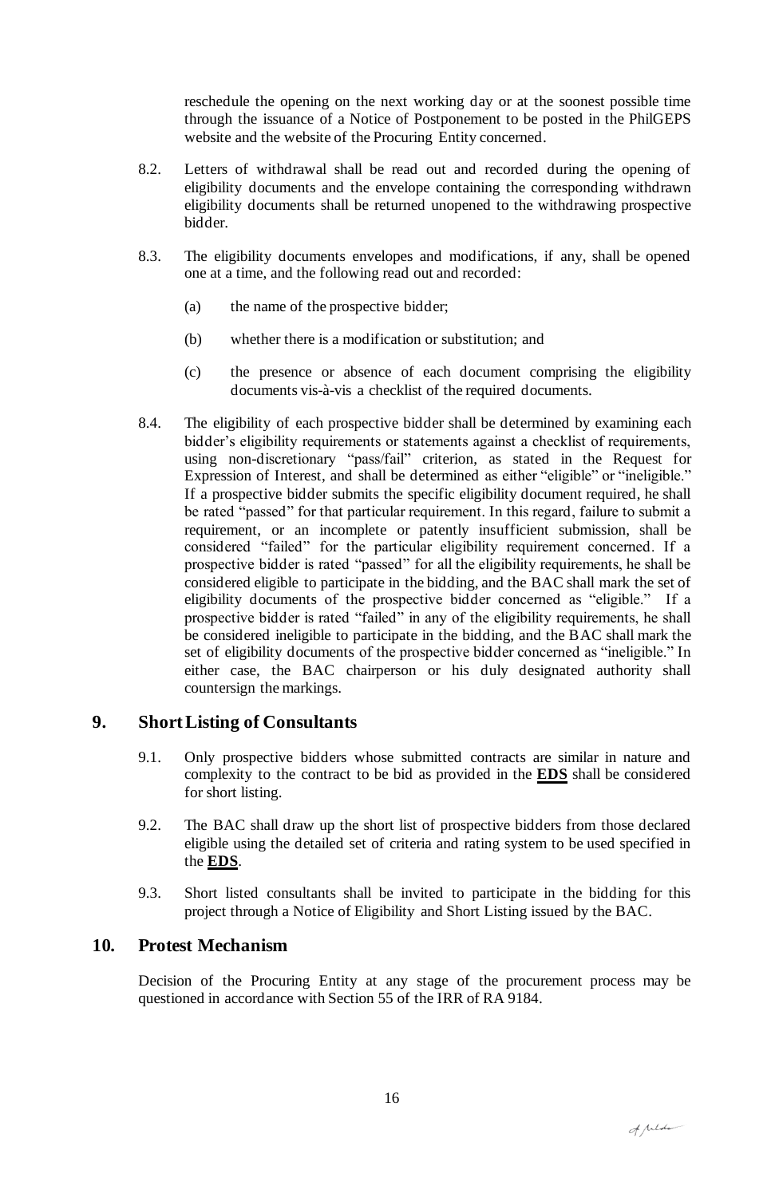reschedule the opening on the next working day or at the soonest possible time through the issuance of a Notice of Postponement to be posted in the PhilGEPS website and the website of the Procuring Entity concerned.

8.2. Letters of withdrawal shall be read out and recorded during the opening of eligibility documents and the envelope containing the corresponding withdrawn eligibility documents shall be returned unopened to the withdrawing prospective bidder.

8.3. The eligibility documents envelopes and modifications, if any, shall be opened one at a time, and the following read out and recorded:

(a) the name of the prospective bidder;

(b) whether there is a modification or substitution; and

(c) the presence or absence of each document comprising the eligibility documents vis-à-vis a checklist of the required documents.

8.4. The eligibility of each prospective bidder shall be determined by examining each bidder's eligibility requirements or statements against a checklist of requirements, using non-discretionary "pass/fail" criterion, as stated in the Request for Expression of Interest, and shall be determined as either "eligible" or "ineligible." If a prospective bidder submits the specific eligibility document required, he shall be rated "passed" for that particular requirement. In this regard, failure to submit a requirement, or an incomplete or patently insufficient submission, shall be considered "failed" for the particular eligibility requirement concerned. If a prospective bidder is rated "passed" for all the eligibility requirements, he shall be considered eligible to participate in the bidding, and the BAC shall mark the set of eligibility documents of the prospective bidder concerned as "eligible." If a prospective bidder is rated "failed" in any of the eligibility requirements, he shall be considered ineligible to participate in the bidding, and the BAC shall mark the set of eligibility documents of the prospective bidder concerned as "ineligible." In either case, the BAC chairperson or his duly designated authority shall countersign the markings.

## 9. Short Listing of Consultants

9.1. Only prospective bidders whose submitted contracts are similar in nature and complexity to the contract to be bid as provided in the **EDS** shall be considered for short listing.

9.2. The BAC shall draw up the short list of prospective bidders from those declared eligible using the detailed set of criteria and rating system to be used specified in the **EDS**.

9.3. Short listed consultants shall be invited to participate in the bidding for this project through a Notice of Eligibility and Short Listing issued by the BAC.

## 10. Protest Mechanism

Decision of the Procuring Entity at any stage of the procurement process may be questioned in accordance with Section 55 of the IRR of RA 9184.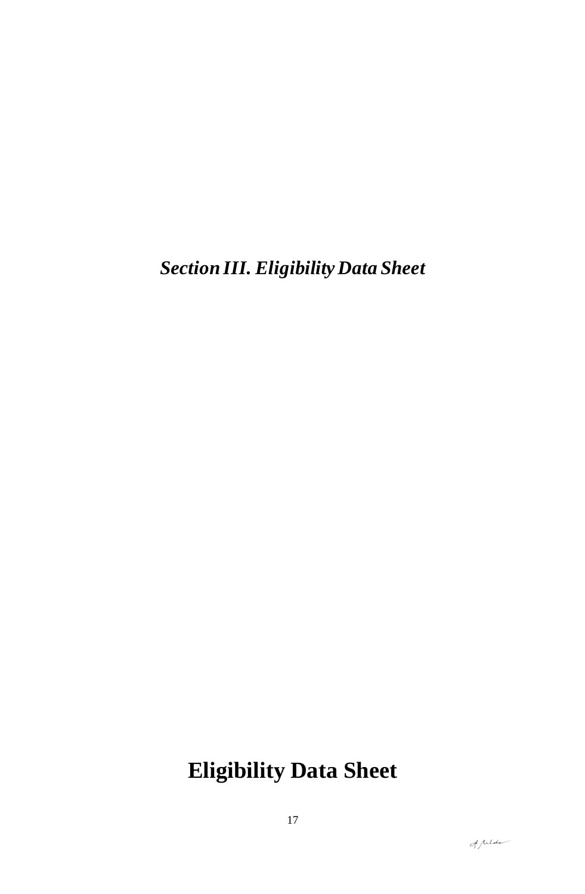*Section III. Eligibility Data Sheet*

# Eligibility Data Sheet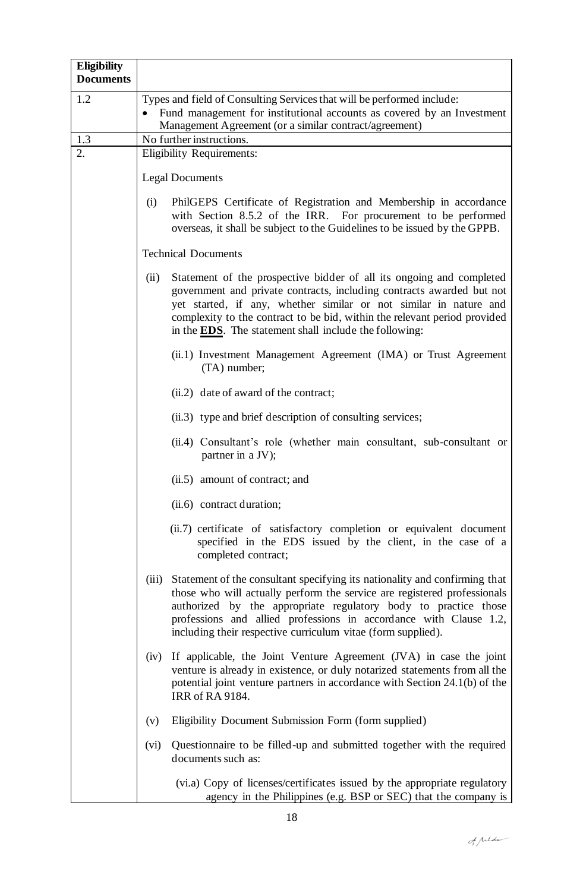| Eligibility Documents | |
|---|---|
| 1.2 | Types and field of Consulting Services that will be performed include:<br>• Fund management for institutional accounts as covered by an Investment Management Agreement (or a similar contract/agreement) |
| 1.3 | No further instructions. |
| 2. | Eligibility Requirements:<br><br>Legal Documents<br><br>(i) PhilGEPS Certificate of Registration and Membership in accordance with Section 8.5.2 of the IRR. For procurement to be performed overseas, it shall be subject to the Guidelines to be issued by the GPPB.<br><br>Technical Documents<br><br>(ii) Statement of the prospective bidder of all its ongoing and completed government and private contracts, including contracts awarded but not yet started, if any, whether similar or not similar in nature and complexity to the contract to be bid, within the relevant period provided in the **EDS**. The statement shall include the following:<br><br>(ii.1) Investment Management Agreement (IMA) or Trust Agreement (TA) number;<br><br>(ii.2) date of award of the contract;<br><br>(ii.3) type and brief description of consulting services;<br><br>(ii.4) Consultant's role (whether main consultant, sub-consultant or partner in a JV);<br><br>(ii.5) amount of contract; and<br><br>(ii.6) contract duration;<br><br>(ii.7) certificate of satisfactory completion or equivalent document specified in the EDS issued by the client, in the case of a completed contract;<br><br>(iii) Statement of the consultant specifying its nationality and confirming that those who will actually perform the service are registered professionals authorized by the appropriate regulatory body to practice those professions and allied professions in accordance with Clause 1.2, including their respective curriculum vitae (form supplied).<br><br>(iv) If applicable, the Joint Venture Agreement (JVA) in case the joint venture is already in existence, or duly notarized statements from all the potential joint venture partners in accordance with Section 24.1(b) of the IRR of RA 9184.<br><br>(v) Eligibility Document Submission Form (form supplied)<br><br>(vi) Questionnaire to be filled-up and submitted together with the required documents such as:<br><br>(vi.a) Copy of licenses/certificates issued by the appropriate regulatory agency in the Philippines (e.g. BSP or SEC) that the company is |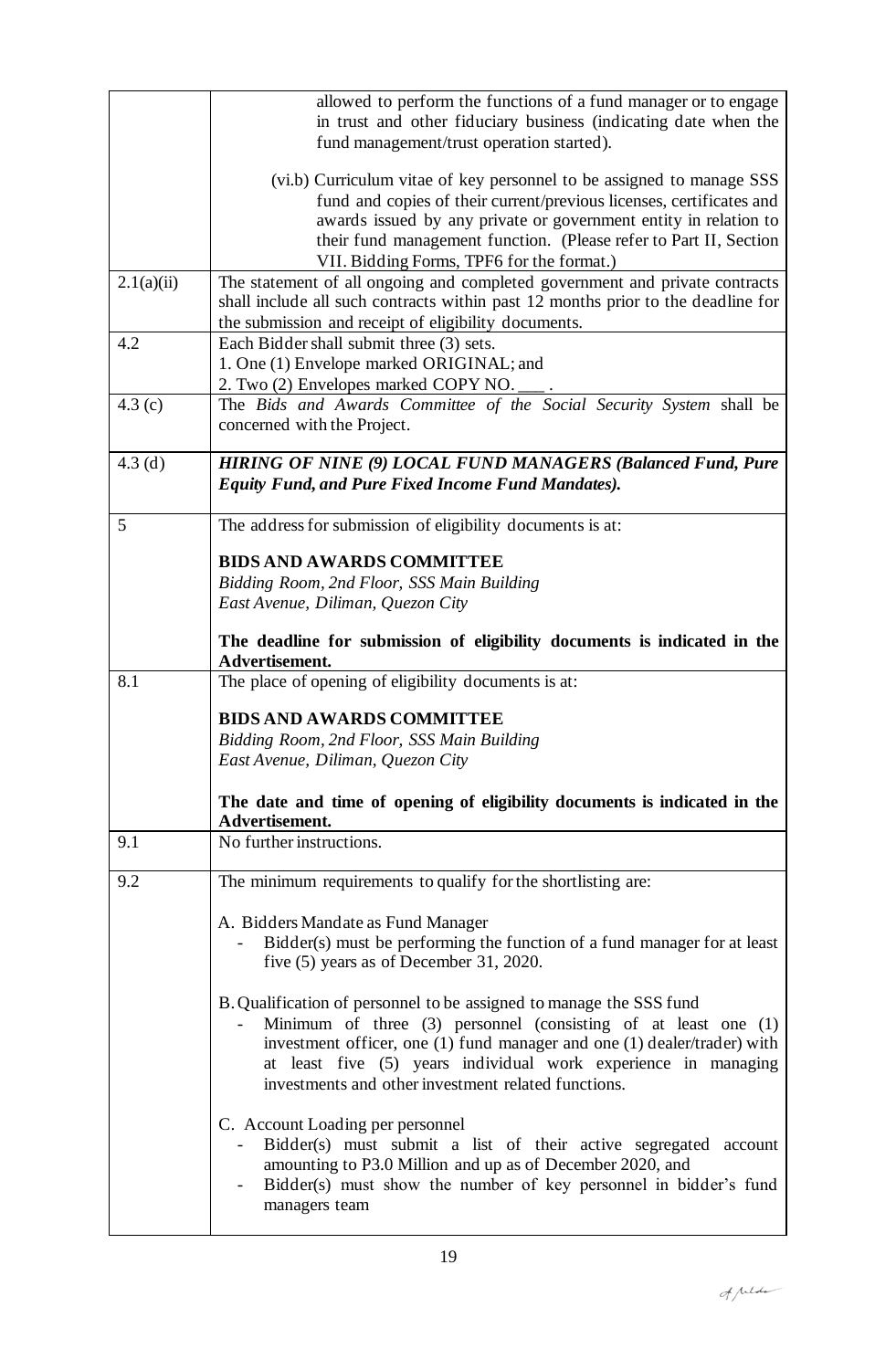| | |
|---|---|
| | allowed to perform the functions of a fund manager or to engage in trust and other fiduciary business (indicating date when the fund management/trust operation started).<br><br>(vi.b) Curriculum vitae of key personnel to be assigned to manage SSS fund and copies of their current/previous licenses, certificates and awards issued by any private or government entity in relation to their fund management function. (Please refer to Part II, Section VII. Bidding Forms, TPF6 for the format.) |
| 2.1(a)(ii) | The statement of all ongoing and completed government and private contracts shall include all such contracts within past 12 months prior to the deadline for the submission and receipt of eligibility documents. |
| 4.2 | Each Bidder shall submit three (3) sets.<br>1. One (1) Envelope marked ORIGINAL; and<br>2. Two (2) Envelopes marked COPY NO. ___ . |
| 4.3 (c) | The *Bids and Awards Committee of the Social Security System* shall be concerned with the Project. |
| 4.3 (d) | ***HIRING OF NINE (9) LOCAL FUND MANAGERS (Balanced Fund, Pure Equity Fund, and Pure Fixed Income Fund Mandates).*** |
| 5 | The address for submission of eligibility documents is at:<br><br>**BIDS AND AWARDS COMMITTEE**<br>*Bidding Room, 2nd Floor, SSS Main Building*<br>*East Avenue, Diliman, Quezon City*<br><br>**The deadline for submission of eligibility documents is indicated in the Advertisement.** |
| 8.1 | The place of opening of eligibility documents is at:<br><br>**BIDS AND AWARDS COMMITTEE**<br>*Bidding Room, 2nd Floor, SSS Main Building*<br>*East Avenue, Diliman, Quezon City*<br><br>**The date and time of opening of eligibility documents is indicated in the Advertisement.** |
| 9.1 | No further instructions. |
| 9.2 | The minimum requirements to qualify for the shortlisting are:<br><br>A. Bidders Mandate as Fund Manager<br>- Bidder(s) must be performing the function of a fund manager for at least five (5) years as of December 31, 2020.<br><br>B. Qualification of personnel to be assigned to manage the SSS fund<br>- Minimum of three (3) personnel (consisting of at least one (1) investment officer, one (1) fund manager and one (1) dealer/trader) with at least five (5) years individual work experience in managing investments and other investment related functions.<br><br>C. Account Loading per personnel<br>- Bidder(s) must submit a list of their active segregated account amounting to P3.0 Million and up as of December 2020, and<br>- Bidder(s) must show the number of key personnel in bidder's fund managers team |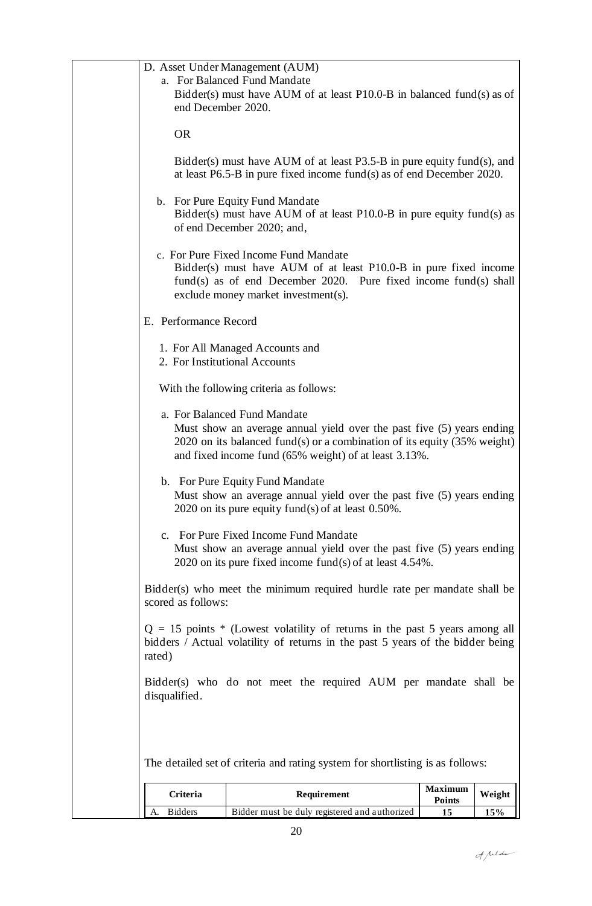D. Asset Under Management (AUM)

a. For Balanced Fund Mandate

Bidder(s) must have AUM of at least P10.0-B in balanced fund(s) as of end December 2020.

OR

Bidder(s) must have AUM of at least P3.5-B in pure equity fund(s), and at least P6.5-B in pure fixed income fund(s) as of end December 2020.

b. For Pure Equity Fund Mandate

Bidder(s) must have AUM of at least P10.0-B in pure equity fund(s) as of end December 2020; and,

c. For Pure Fixed Income Fund Mandate

Bidder(s) must have AUM of at least P10.0-B in pure fixed income fund(s) as of end December 2020. Pure fixed income fund(s) shall exclude money market investment(s).

E. Performance Record

1. For All Managed Accounts and
2. For Institutional Accounts

With the following criteria as follows:

a. For Balanced Fund Mandate

Must show an average annual yield over the past five (5) years ending 2020 on its balanced fund(s) or a combination of its equity (35% weight) and fixed income fund (65% weight) of at least 3.13%.

b. For Pure Equity Fund Mandate

Must show an average annual yield over the past five (5) years ending 2020 on its pure equity fund(s) of at least 0.50%.

c. For Pure Fixed Income Fund Mandate

Must show an average annual yield over the past five (5) years ending 2020 on its pure fixed income fund(s) of at least 4.54%.

Bidder(s) who meet the minimum required hurdle rate per mandate shall be scored as follows:

Q = 15 points * (Lowest volatility of returns in the past 5 years among all bidders / Actual volatility of returns in the past 5 years of the bidder being rated)

Bidder(s) who do not meet the required AUM per mandate shall be disqualified.

The detailed set of criteria and rating system for shortlisting is as follows:

| Criteria | Requirement | Maximum Points | Weight |
| --- | --- | --- | --- |
| A. Bidders | Bidder must be duly registered and authorized | 15 | 15% |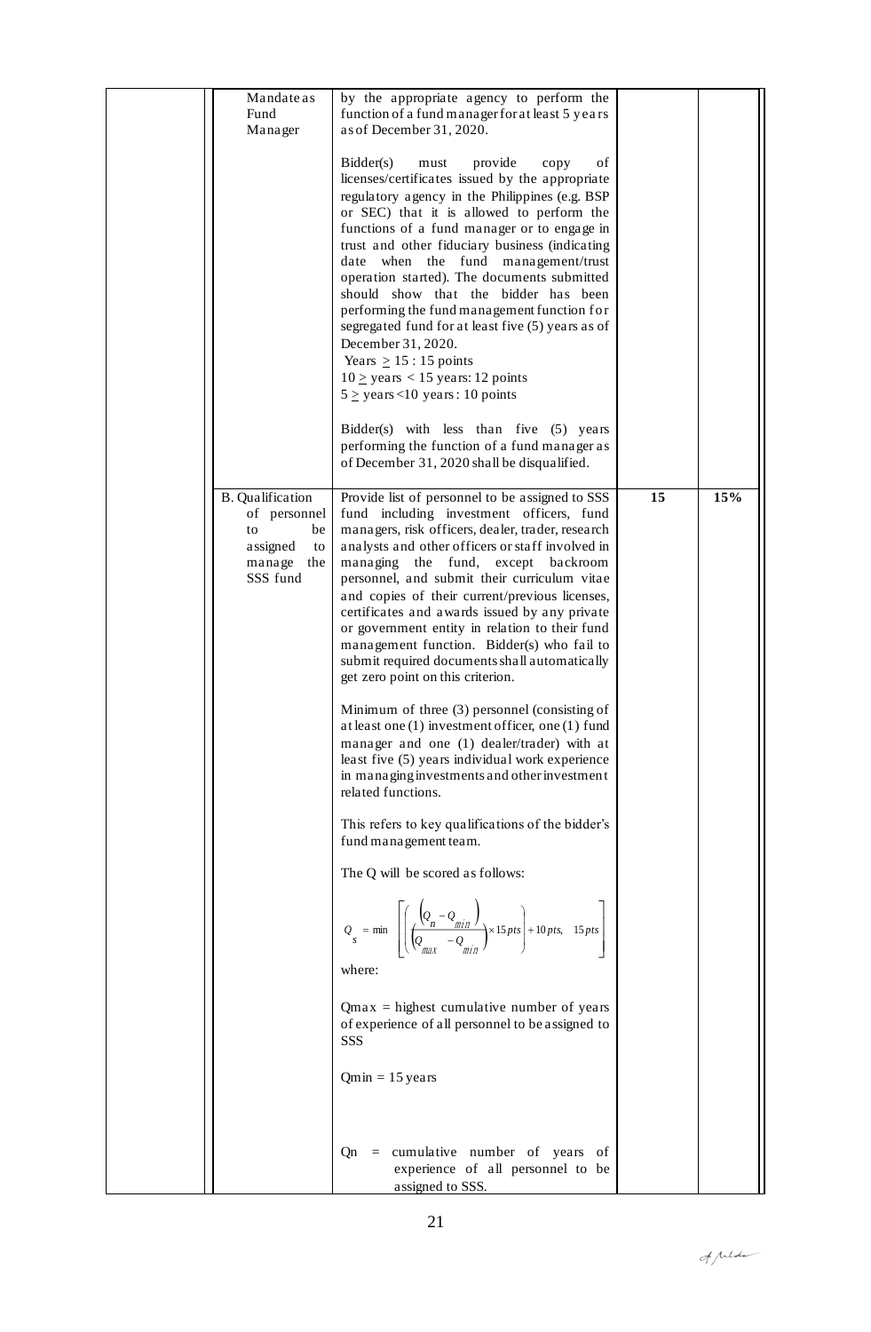| | | | | |
|---|---|---|---|---|
| | Mandate as Fund Manager | by the appropriate agency to perform the function of a fund manager for at least 5 years as of December 31, 2020.<br><br>Bidder(s) must provide copy of licenses/certificates issued by the appropriate regulatory agency in the Philippines (e.g. BSP or SEC) that it is allowed to perform the functions of a fund manager or to engage in trust and other fiduciary business (indicating date when the fund management/trust operation started). The documents submitted should show that the bidder has been performing the fund management function for segregated fund for at least five (5) years as of December 31, 2020.<br>Years $\geq$ 15 : 15 points<br>10 $\geq$ years < 15 years: 12 points<br>5 $\geq$ years <10 years : 10 points<br><br>Bidder(s) with less than five (5) years performing the function of a fund manager as of December 31, 2020 shall be disqualified. | | |
| | B. Qualification of personnel to be assigned to manage the SSS fund | Provide list of personnel to be assigned to SSS fund including investment officers, fund managers, risk officers, dealer, trader, research analysts and other officers or staff involved in managing the fund, except backroom personnel, and submit their curriculum vitae and copies of their current/previous licenses, certificates and awards issued by any private or government entity in relation to their fund management function. Bidder(s) who fail to submit required documents shall automatically get zero point on this criterion.<br><br>Minimum of three (3) personnel (consisting of at least one (1) investment officer, one (1) fund manager and one (1) dealer/trader) with at least five (5) years individual work experience in managing investments and other investment related functions.<br><br>This refers to key qualifications of the bidder's fund management team.<br><br>The Q will be scored as follows:<br><br>$Q_s = \min\left[\left(\left(\frac{(Q_n - Q_{min})}{(Q_{max} - Q_{min})}\right)\times 15pts\right) + 10pts,\quad 15pts\right]$<br><br>where:<br><br>Qmax = highest cumulative number of years of experience of all personnel to be assigned to SSS<br><br>Qmin = 15 years<br><br>Qn = cumulative number of years of experience of all personnel to be assigned to SSS. | 15 | 15% |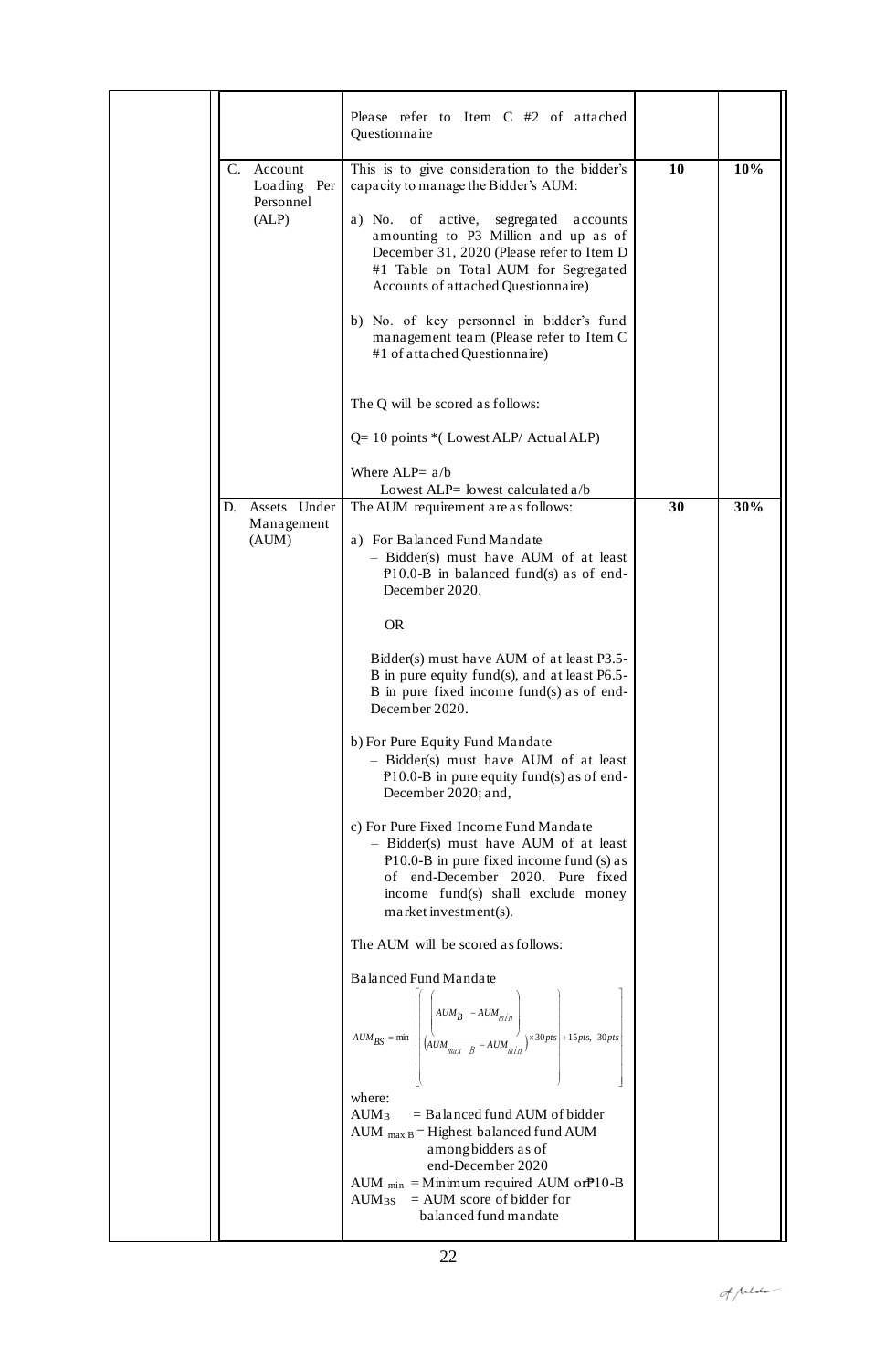| | | | | |
|---|---|---|---|---|
| | | Please refer to Item C #2 of attached Questionnaire | | |
| | C. Account Loading Per Personnel (ALP) | This is to give consideration to the bidder's capacity to manage the Bidder's AUM:<br><br>a) No. of active, segregated accounts amounting to P3 Million and up as of December 31, 2020 (Please refer to Item D #1 Table on Total AUM for Segregated Accounts of attached Questionnaire)<br><br>b) No. of key personnel in bidder's fund management team (Please refer to Item C #1 of attached Questionnaire)<br><br>The Q will be scored as follows:<br><br>Q= 10 points *( Lowest ALP/ Actual ALP)<br><br>Where ALP= a/b<br>Lowest ALP= lowest calculated a/b | **10** | **10%** |
| | D. Assets Under Management (AUM) | The AUM requirement are as follows:<br><br>a) For Balanced Fund Mandate<br>– Bidder(s) must have AUM of at least ₱10.0-B in balanced fund(s) as of end-December 2020.<br><br>OR<br><br>Bidder(s) must have AUM of at least P3.5-B in pure equity fund(s), and at least P6.5-B in pure fixed income fund(s) as of end-December 2020.<br><br>b) For Pure Equity Fund Mandate<br>– Bidder(s) must have AUM of at least ₱10.0-B in pure equity fund(s) as of end-December 2020; and,<br><br>c) For Pure Fixed Income Fund Mandate<br>– Bidder(s) must have AUM of at least ₱10.0-B in pure fixed income fund (s) as of end-December 2020. Pure fixed income fund(s) shall exclude money market investment(s).<br><br>The AUM will be scored as follows:<br><br>Balanced Fund Mandate<br><br>$AUM_{BS} = \min \left[ \left( \left( \frac{AUM_B - AUM_{min}}{AUM_{max\ B} - AUM_{min}} \right) \times 30pts \right) + 15pts,\ 30pts \right]$<br><br>where:<br>$AUM_B$ = Balanced fund AUM of bidder<br>$AUM_{max\ B}$ = Highest balanced fund AUM among bidders as of end-December 2020<br>$AUM_{min}$ = Minimum required AUM or ₱10-B<br>$AUM_{BS}$ = AUM score of bidder for balanced fund mandate | **30** | **30%** |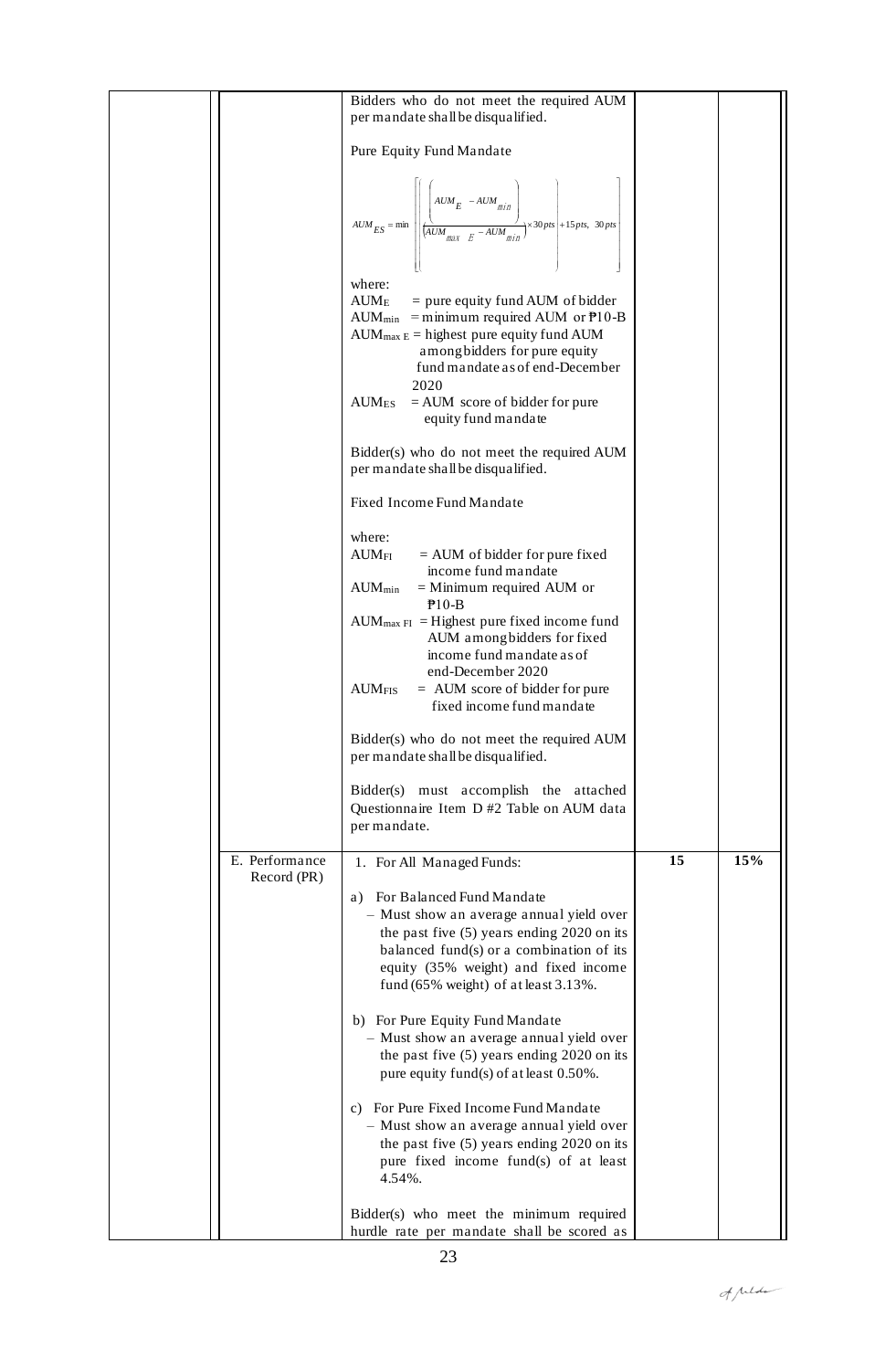| | | | | |
|---|---|---|---|---|
| | | Bidders who do not meet the required AUM per mandate shall be disqualified.<br><br>Pure Equity Fund Mandate<br><br>$$AUM_{ES} = \min\left[\left(\frac{\left(AUM_{E} - AUM_{min}\right)}{\left(AUM_{max\ E} - AUM_{min}\right)}\times 30\,pts\right) + 15\,pts,\ 30\,pts\right]$$<br><br>where:<br>$AUM_E$ = pure equity fund AUM of bidder<br>$AUM_{min}$ = minimum required AUM or ₱10-B<br>$AUM_{max\ E}$ = highest pure equity fund AUM among bidders for pure equity fund mandate as of end-December 2020<br>$AUM_{ES}$ = AUM score of bidder for pure equity fund mandate<br><br>Bidder(s) who do not meet the required AUM per mandate shall be disqualified.<br><br>Fixed Income Fund Mandate<br><br>where:<br>$AUM_{FI}$ = AUM of bidder for pure fixed income fund mandate<br>$AUM_{min}$ = Minimum required AUM or ₱10-B<br>$AUM_{max\ FI}$ = Highest pure fixed income fund AUM among bidders for fixed income fund mandate as of end-December 2020<br>$AUM_{FIS}$ = AUM score of bidder for pure fixed income fund mandate<br><br>Bidder(s) who do not meet the required AUM per mandate shall be disqualified.<br><br>Bidder(s) must accomplish the attached Questionnaire Item D #2 Table on AUM data per mandate. | | |
| | E. Performance Record (PR) | 1. For All Managed Funds:<br><br>a) For Balanced Fund Mandate<br>– Must show an average annual yield over the past five (5) years ending 2020 on its balanced fund(s) or a combination of its equity (35% weight) and fixed income fund (65% weight) of at least 3.13%.<br><br>b) For Pure Equity Fund Mandate<br>– Must show an average annual yield over the past five (5) years ending 2020 on its pure equity fund(s) of at least 0.50%.<br><br>c) For Pure Fixed Income Fund Mandate<br>– Must show an average annual yield over the past five (5) years ending 2020 on its pure fixed income fund(s) of at least 4.54%.<br><br>Bidder(s) who meet the minimum required hurdle rate per mandate shall be scored as | **15** | **15%** |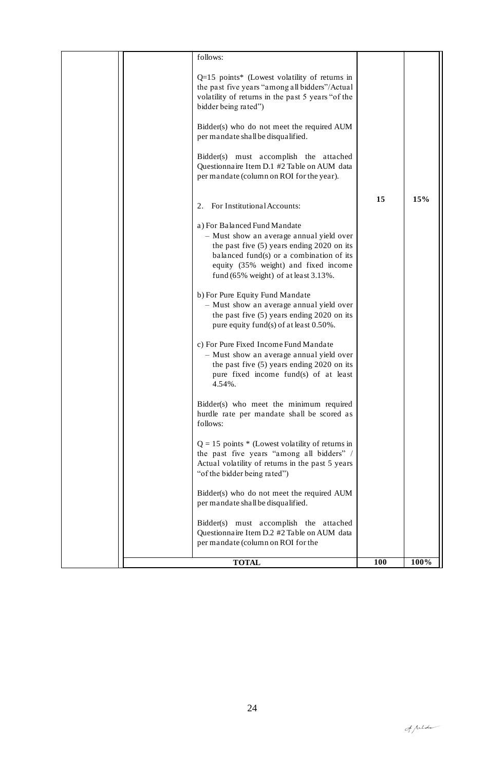| | | | | |
|---|---|---|---|---|
| | | follows:<br><br>Q=15 points* (Lowest volatility of returns in the past five years "among all bidders"/Actual volatility of returns in the past 5 years "of the bidder being rated")<br><br>Bidder(s) who do not meet the required AUM per mandate shall be disqualified.<br><br>Bidder(s) must accomplish the attached Questionnaire Item D.1 #2 Table on AUM data per mandate (column on ROI for the year).<br><br>2. For Institutional Accounts:<br><br>a) For Balanced Fund Mandate<br>– Must show an average annual yield over the past five (5) years ending 2020 on its balanced fund(s) or a combination of its equity (35% weight) and fixed income fund (65% weight) of at least 3.13%.<br><br>b) For Pure Equity Fund Mandate<br>– Must show an average annual yield over the past five (5) years ending 2020 on its pure equity fund(s) of at least 0.50%.<br><br>c) For Pure Fixed Income Fund Mandate<br>– Must show an average annual yield over the past five (5) years ending 2020 on its pure fixed income fund(s) of at least 4.54%.<br><br>Bidder(s) who meet the minimum required hurdle rate per mandate shall be scored as follows:<br><br>Q = 15 points * (Lowest volatility of returns in the past five years "among all bidders" / Actual volatility of returns in the past 5 years "of the bidder being rated")<br><br>Bidder(s) who do not meet the required AUM per mandate shall be disqualified.<br><br>Bidder(s) must accomplish the attached Questionnaire Item D.2 #2 Table on AUM data per mandate (column on ROI for the | 15 | 15% |
| | **TOTAL** | | **100** | **100%** |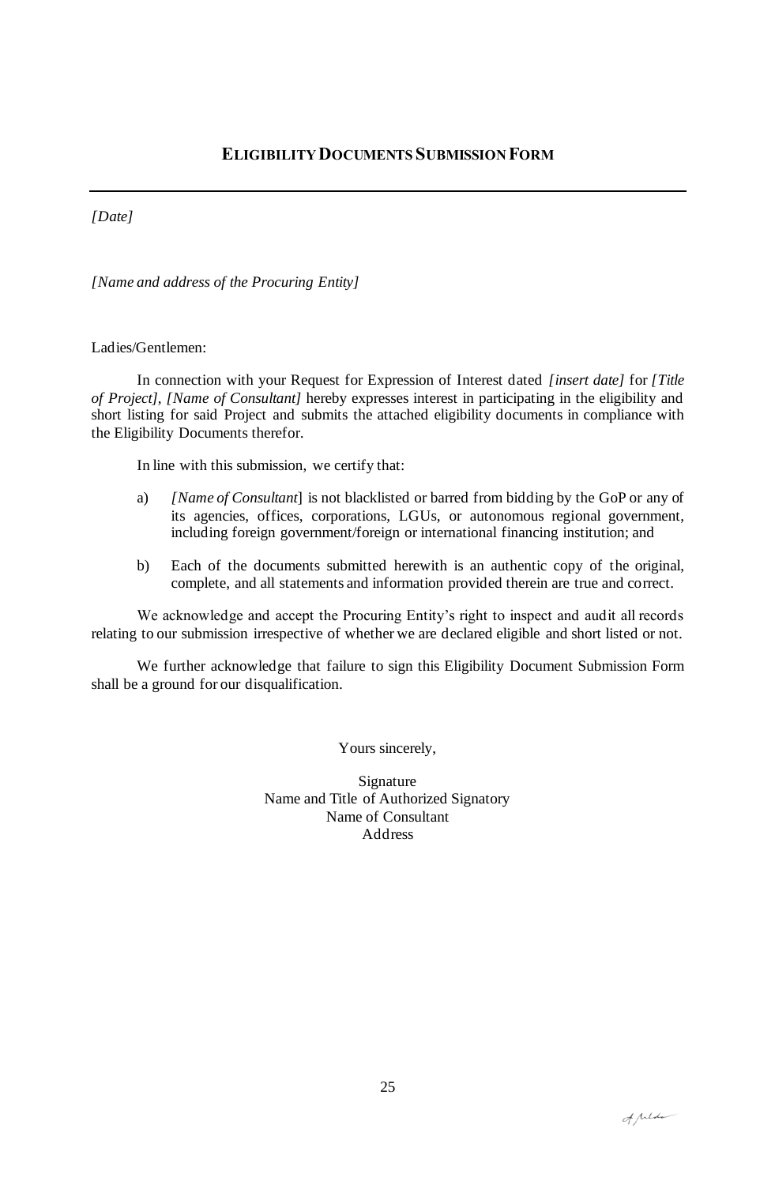## ELIGIBILITY DOCUMENTS SUBMISSION FORM

---

*[Date]*

*[Name and address of the Procuring Entity]*

Ladies/Gentlemen:

In connection with your Request for Expression of Interest dated *[insert date]* for *[Title of Project]*, *[Name of Consultant]* hereby expresses interest in participating in the eligibility and short listing for said Project and submits the attached eligibility documents in compliance with the Eligibility Documents therefor.

In line with this submission, we certify that:

a) *[Name of Consultant*] is not blacklisted or barred from bidding by the GoP or any of its agencies, offices, corporations, LGUs, or autonomous regional government, including foreign government/foreign or international financing institution; and

b) Each of the documents submitted herewith is an authentic copy of the original, complete, and all statements and information provided therein are true and correct.

We acknowledge and accept the Procuring Entity's right to inspect and audit all records relating to our submission irrespective of whether we are declared eligible and short listed or not.

We further acknowledge that failure to sign this Eligibility Document Submission Form shall be a ground for our disqualification.

Yours sincerely,

Signature
Name and Title of Authorized Signatory
Name of Consultant
Address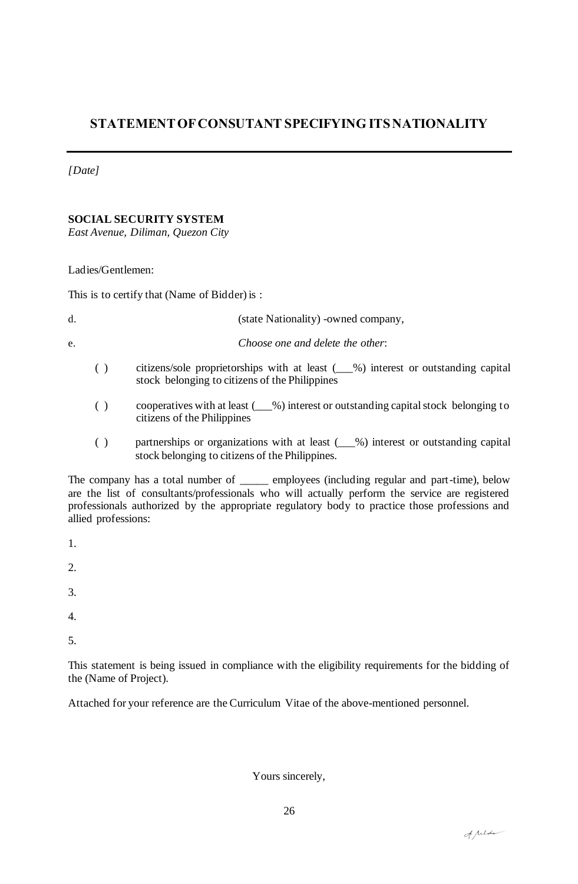## STATEMENT OF CONSUTANT SPECIFYING ITS NATIONALITY

*[Date]*

**SOCIAL SECURITY SYSTEM**
*East Avenue, Diliman, Quezon City*

Ladies/Gentlemen:

This is to certify that (Name of Bidder) is :

d. (state Nationality) -owned company,

e. *Choose one and delete the other*:

( ) citizens/sole proprietorships with at least (___%) interest or outstanding capital stock belonging to citizens of the Philippines

( ) cooperatives with at least (___%) interest or outstanding capital stock belonging to citizens of the Philippines

( ) partnerships or organizations with at least (___%) interest or outstanding capital stock belonging to citizens of the Philippines.

The company has a total number of _____ employees (including regular and part-time), below are the list of consultants/professionals who will actually perform the service are registered professionals authorized by the appropriate regulatory body to practice those professions and allied professions:

1.

2.

3.

4.

5.

This statement is being issued in compliance with the eligibility requirements for the bidding of the (Name of Project).

Attached for your reference are the Curriculum Vitae of the above-mentioned personnel.

Yours sincerely,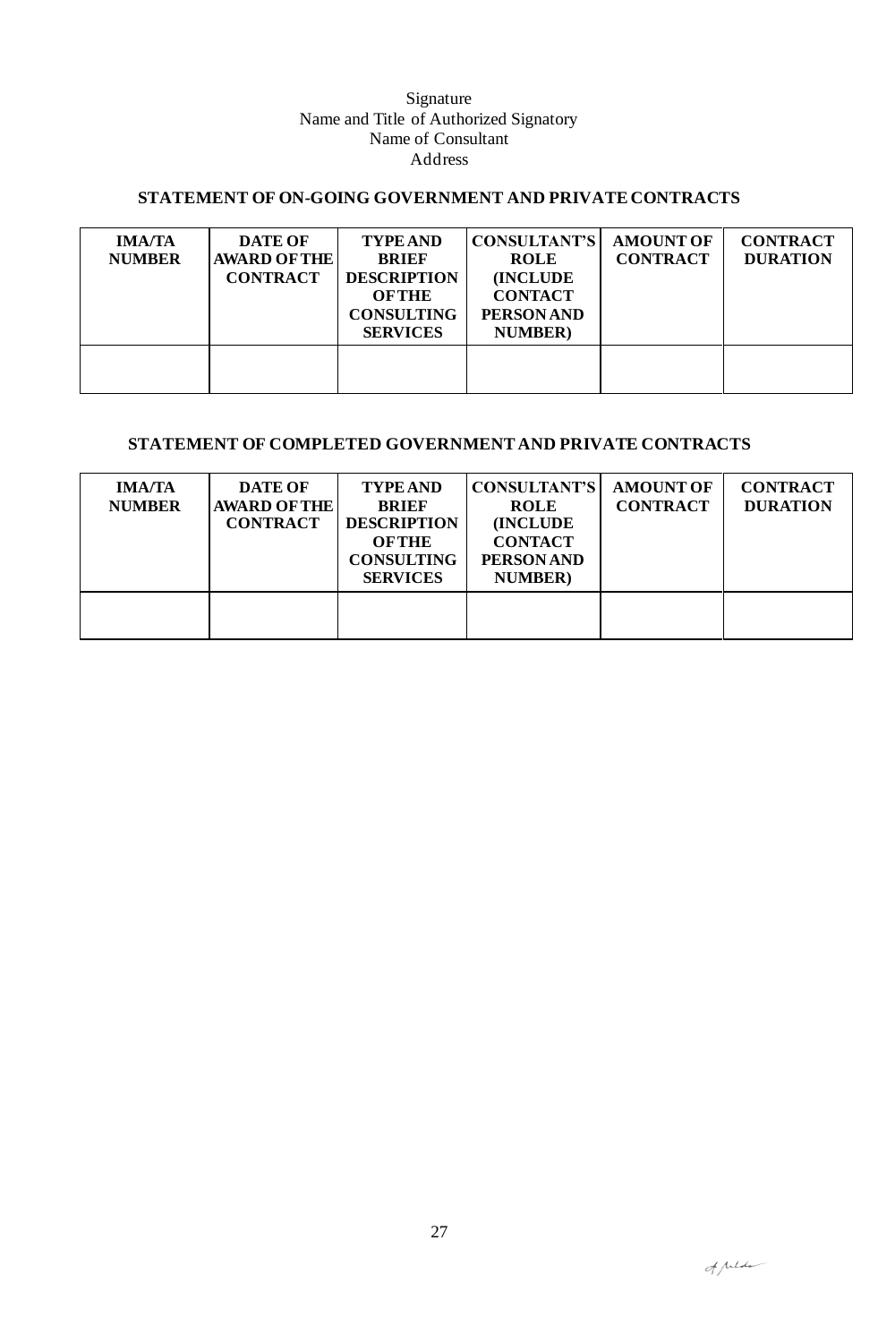Signature
Name and Title of Authorized Signatory
Name of Consultant
Address

## STATEMENT OF ON-GOING GOVERNMENT AND PRIVATE CONTRACTS

| IMA/TA NUMBER | DATE OF AWARD OF THE CONTRACT | TYPE AND BRIEF DESCRIPTION OF THE CONSULTING SERVICES | CONSULTANT'S ROLE (INCLUDE CONTACT PERSON AND NUMBER) | AMOUNT OF CONTRACT | CONTRACT DURATION |
|---|---|---|---|---|---|
| | | | | | |

## STATEMENT OF COMPLETED GOVERNMENT AND PRIVATE CONTRACTS

| IMA/TA NUMBER | DATE OF AWARD OF THE CONTRACT | TYPE AND BRIEF DESCRIPTION OF THE CONSULTING SERVICES | CONSULTANT'S ROLE (INCLUDE CONTACT PERSON AND NUMBER) | AMOUNT OF CONTRACT | CONTRACT DURATION |
|---|---|---|---|---|---|
| | | | | | |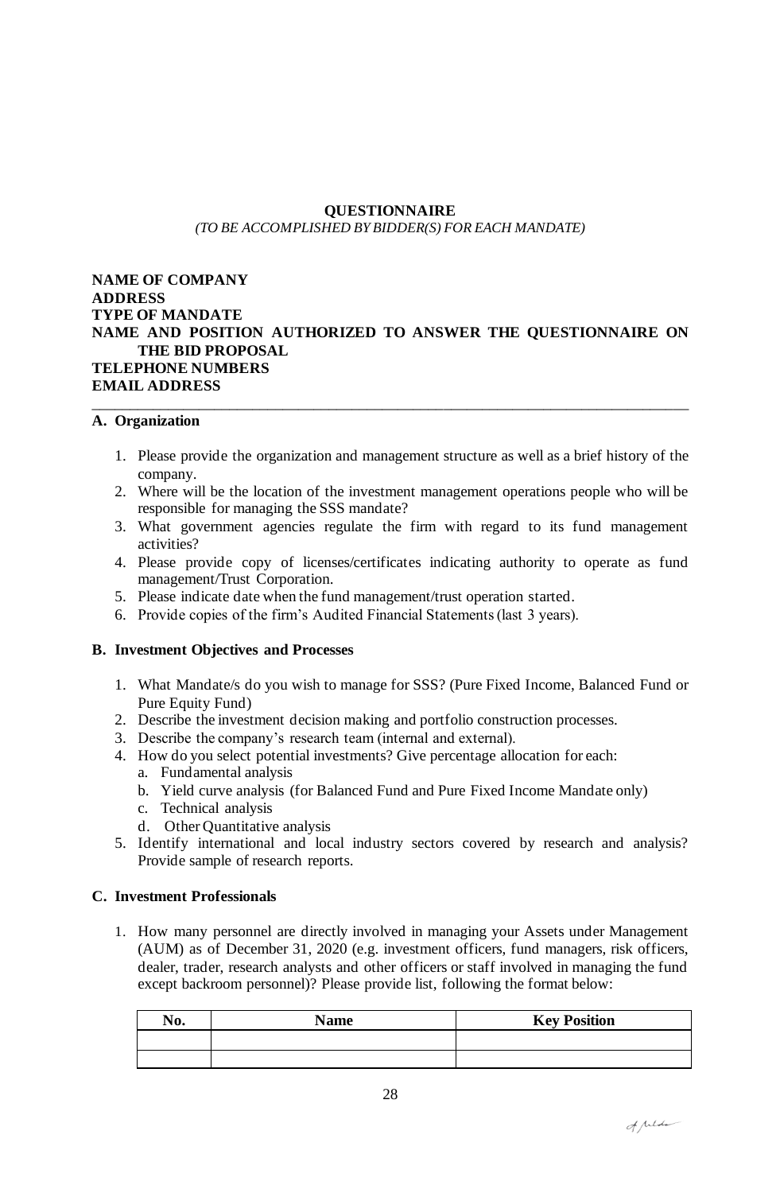## QUESTIONNAIRE

*(TO BE ACCOMPLISHED BY BIDDER(S) FOR EACH MANDATE)*

**NAME OF COMPANY**
**ADDRESS**
**TYPE OF MANDATE**
**NAME AND POSITION AUTHORIZED TO ANSWER THE QUESTIONNAIRE ON THE BID PROPOSAL**
**TELEPHONE NUMBERS**
**EMAIL ADDRESS**

---

### A. Organization

1. Please provide the organization and management structure as well as a brief history of the company.
2. Where will be the location of the investment management operations people who will be responsible for managing the SSS mandate?
3. What government agencies regulate the firm with regard to its fund management activities?
4. Please provide copy of licenses/certificates indicating authority to operate as fund management/Trust Corporation.
5. Please indicate date when the fund management/trust operation started.
6. Provide copies of the firm's Audited Financial Statements (last 3 years).

### B. Investment Objectives and Processes

1. What Mandate/s do you wish to manage for SSS? (Pure Fixed Income, Balanced Fund or Pure Equity Fund)
2. Describe the investment decision making and portfolio construction processes.
3. Describe the company's research team (internal and external).
4. How do you select potential investments? Give percentage allocation for each:
   a. Fundamental analysis
   b. Yield curve analysis (for Balanced Fund and Pure Fixed Income Mandate only)
   c. Technical analysis
   d. Other Quantitative analysis
5. Identify international and local industry sectors covered by research and analysis? Provide sample of research reports.

### C. Investment Professionals

1. How many personnel are directly involved in managing your Assets under Management (AUM) as of December 31, 2020 (e.g. investment officers, fund managers, risk officers, dealer, trader, research analysts and other officers or staff involved in managing the fund except backroom personnel)? Please provide list, following the format below:

| No. | Name | Key Position |
|---|---|---|
| | | |
| | | |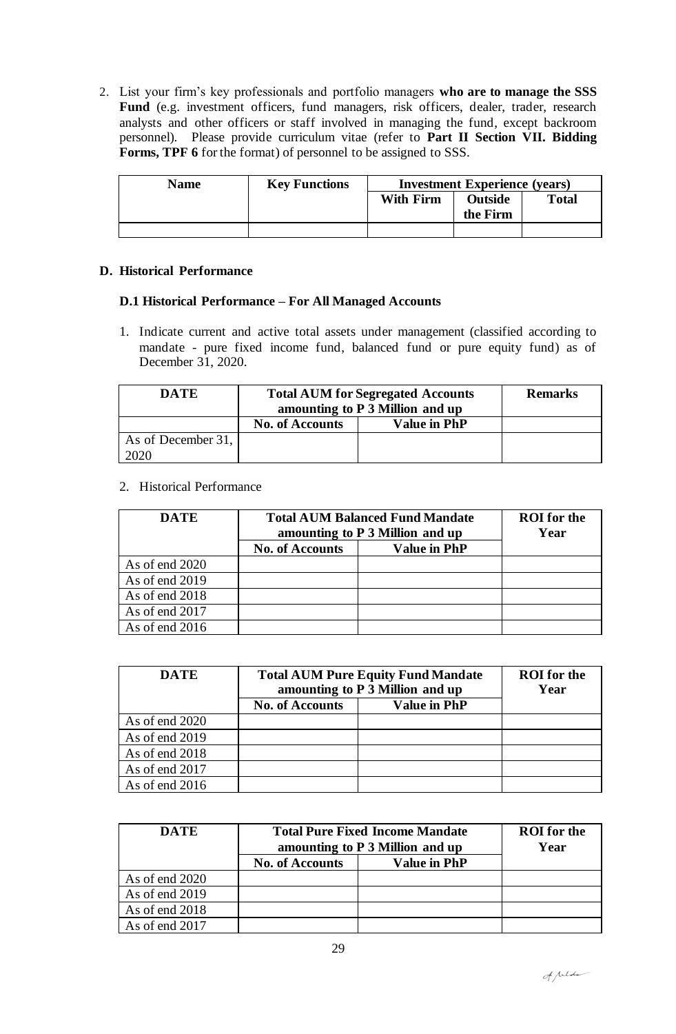2. List your firm's key professionals and portfolio managers **who are to manage the SSS Fund** (e.g. investment officers, fund managers, risk officers, dealer, trader, research analysts and other officers or staff involved in managing the fund, except backroom personnel). Please provide curriculum vitae (refer to **Part II Section VII. Bidding Forms, TPF 6** for the format) of personnel to be assigned to SSS.

| Name | Key Functions | Investment Experience (years) | | |
|---|---|---|---|---|
| | | With Firm | Outside the Firm | Total |
| | | | | |

## D. Historical Performance

### D.1 Historical Performance – For All Managed Accounts

1. Indicate current and active total assets under management (classified according to mandate - pure fixed income fund, balanced fund or pure equity fund) as of December 31, 2020.

| DATE | Total AUM for Segregated Accounts amounting to P 3 Million and up | | Remarks |
|---|---|---|---|
| | No. of Accounts | Value in PhP | |
| As of December 31, 2020 | | | |

2. Historical Performance

| DATE | Total AUM Balanced Fund Mandate amounting to P 3 Million and up | | ROI for the Year |
|---|---|---|---|
| | No. of Accounts | Value in PhP | |
| As of end 2020 | | | |
| As of end 2019 | | | |
| As of end 2018 | | | |
| As of end 2017 | | | |
| As of end 2016 | | | |

| DATE | Total AUM Pure Equity Fund Mandate amounting to P 3 Million and up | | ROI for the Year |
|---|---|---|---|
| | No. of Accounts | Value in PhP | |
| As of end 2020 | | | |
| As of end 2019 | | | |
| As of end 2018 | | | |
| As of end 2017 | | | |
| As of end 2016 | | | |

| DATE | Total Pure Fixed Income Mandate amounting to P 3 Million and up | | ROI for the Year |
|---|---|---|---|
| | No. of Accounts | Value in PhP | |
| As of end 2020 | | | |
| As of end 2019 | | | |
| As of end 2018 | | | |
| As of end 2017 | | | |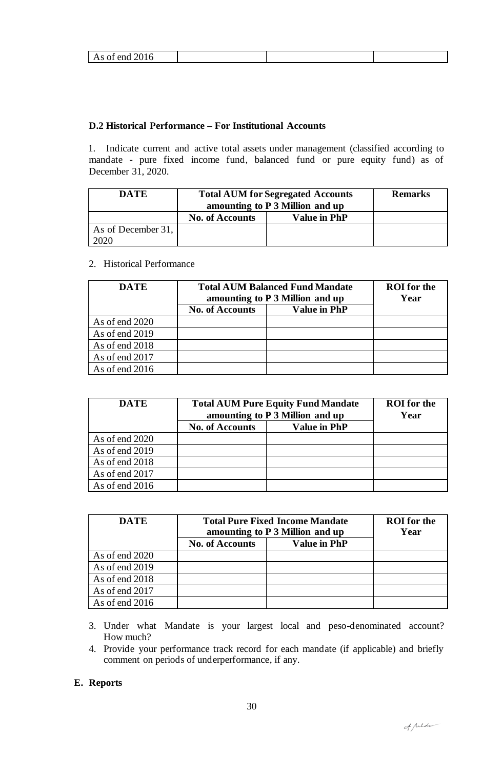| As of end 2016 | | | |
|---|---|---|---|

**D.2 Historical Performance – For Institutional Accounts**

1. Indicate current and active total assets under management (classified according to mandate - pure fixed income fund, balanced fund or pure equity fund) as of December 31, 2020.

| DATE | Total AUM for Segregated Accounts amounting to P 3 Million and up | | Remarks |
|---|---|---|---|
| | No. of Accounts | Value in PhP | |
| As of December 31, 2020 | | | |

2. Historical Performance

| DATE | Total AUM Balanced Fund Mandate amounting to P 3 Million and up | | ROI for the Year |
|---|---|---|---|
| | No. of Accounts | Value in PhP | |
| As of end 2020 | | | |
| As of end 2019 | | | |
| As of end 2018 | | | |
| As of end 2017 | | | |
| As of end 2016 | | | |

| DATE | Total AUM Pure Equity Fund Mandate amounting to P 3 Million and up | | ROI for the Year |
|---|---|---|---|
| | No. of Accounts | Value in PhP | |
| As of end 2020 | | | |
| As of end 2019 | | | |
| As of end 2018 | | | |
| As of end 2017 | | | |
| As of end 2016 | | | |

| DATE | Total Pure Fixed Income Mandate amounting to P 3 Million and up | | ROI for the Year |
|---|---|---|---|
| | No. of Accounts | Value in PhP | |
| As of end 2020 | | | |
| As of end 2019 | | | |
| As of end 2018 | | | |
| As of end 2017 | | | |
| As of end 2016 | | | |

3. Under what Mandate is your largest local and peso-denominated account? How much?
4. Provide your performance track record for each mandate (if applicable) and briefly comment on periods of underperformance, if any.

**E. Reports**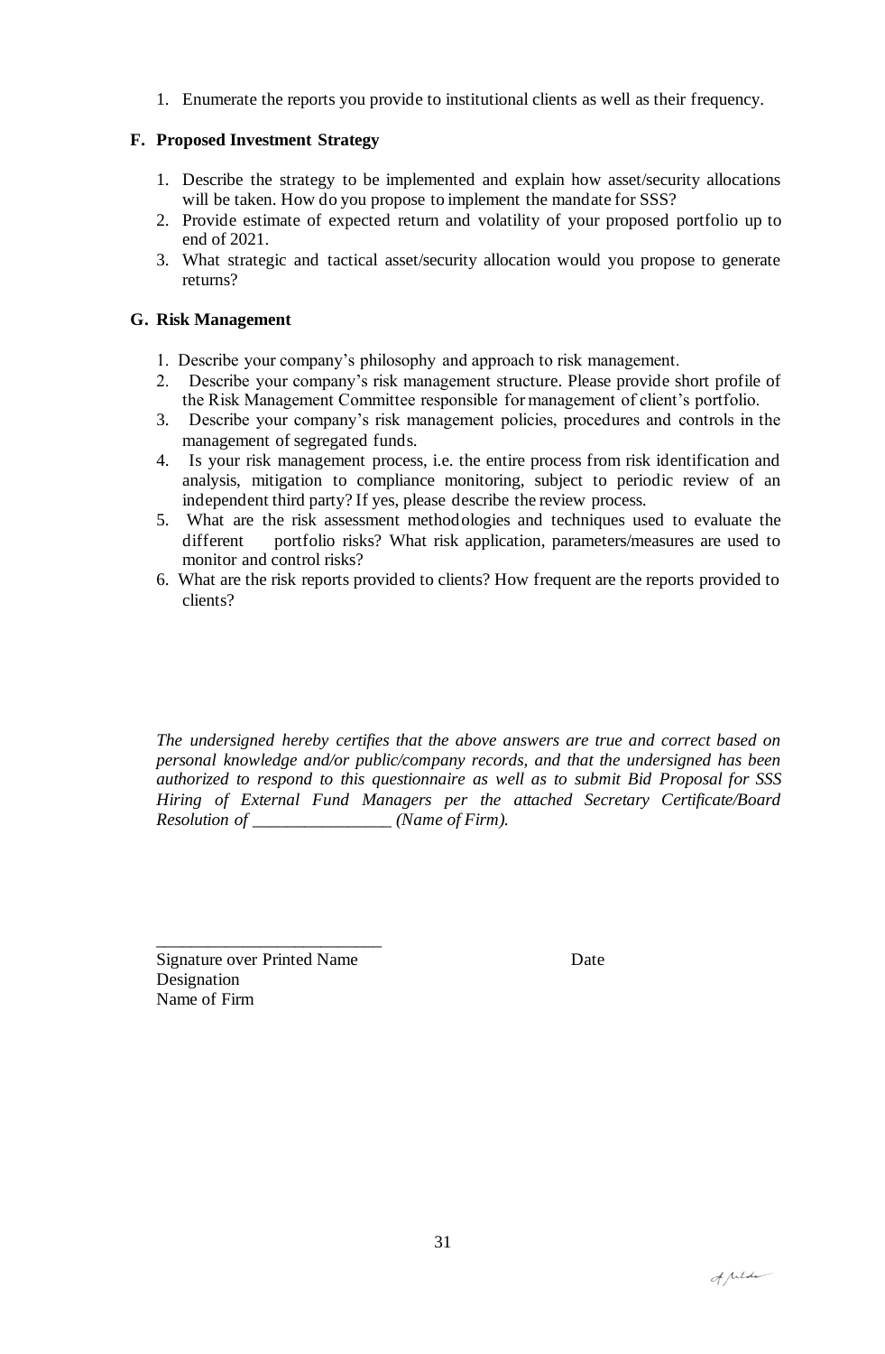1. Enumerate the reports you provide to institutional clients as well as their frequency.

**F. Proposed Investment Strategy**

1. Describe the strategy to be implemented and explain how asset/security allocations will be taken. How do you propose to implement the mandate for SSS?
2. Provide estimate of expected return and volatility of your proposed portfolio up to end of 2021.
3. What strategic and tactical asset/security allocation would you propose to generate returns?

**G. Risk Management**

1. Describe your company's philosophy and approach to risk management.
2. Describe your company's risk management structure. Please provide short profile of the Risk Management Committee responsible for management of client's portfolio.
3. Describe your company's risk management policies, procedures and controls in the management of segregated funds.
4. Is your risk management process, i.e. the entire process from risk identification and analysis, mitigation to compliance monitoring, subject to periodic review of an independent third party? If yes, please describe the review process.
5. What are the risk assessment methodologies and techniques used to evaluate the different portfolio risks? What risk application, parameters/measures are used to monitor and control risks?
6. What are the risk reports provided to clients? How frequent are the reports provided to clients?

*The undersigned hereby certifies that the above answers are true and correct based on personal knowledge and/or public/company records, and that the undersigned has been authorized to respond to this questionnaire as well as to submit Bid Proposal for SSS Hiring of External Fund Managers per the attached Secretary Certificate/Board Resolution of ________________ (Name of Firm).*

__________________________
Signature over Printed Name                                        Date
Designation
Name of Firm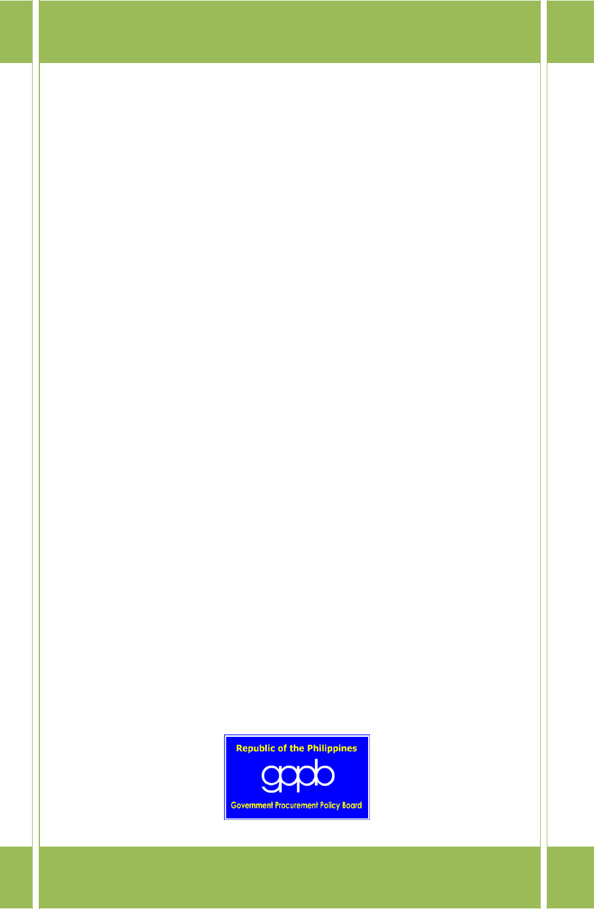Republic of the Philippines

gppb

Government Procurement Policy Board